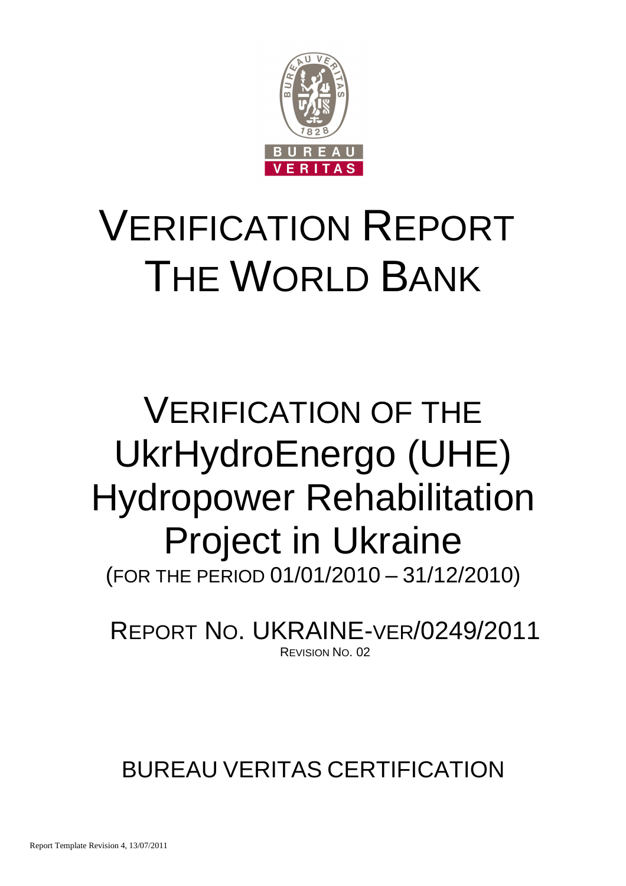# VERIFICATION REPORT THE WORLD BANK

# VERIFICATION OF THE UkrHydroEnergo (UHE) Hydropower Rehabilitation Project in Ukraine

(FOR THE PERIOD 01/01/2010 – 31/12/2010)

REPORT NO. UKRAINE-VER/0249/2011

REVISION NO. 02

BUREAU VERITAS CERTIFICATION

Report Template Revision 4, 13/07/2011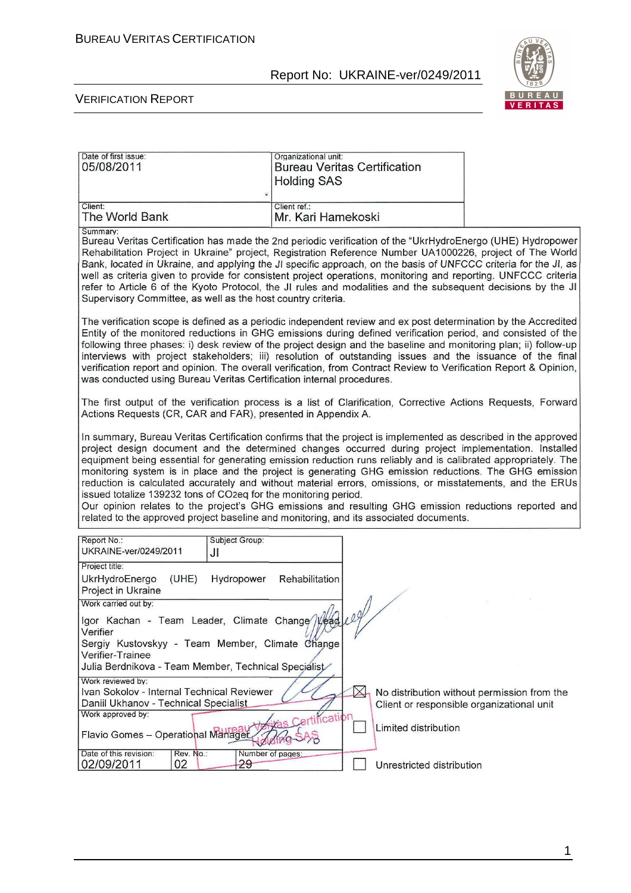| Date of first issue: | Organizational unit: |
|---|---|
| 05/08/2011 | Bureau Veritas Certification Holding SAS |
| Client: | Client ref.: |
| The World Bank | Mr. Kari Hamekoski |

Summary:

Bureau Veritas Certification has made the 2nd periodic verification of the "UkrHydroEnergo (UHE) Hydropower Rehabilitation Project in Ukraine" project, Registration Reference Number UA1000226, project of The World Bank, located in Ukraine, and applying the JI specific approach, on the basis of UNFCCC criteria for the JI, as well as criteria given to provide for consistent project operations, monitoring and reporting. UNFCCC criteria refer to Article 6 of the Kyoto Protocol, the JI rules and modalities and the subsequent decisions by the JI Supervisory Committee, as well as the host country criteria.

The verification scope is defined as a periodic independent review and ex post determination by the Accredited Entity of the monitored reductions in GHG emissions during defined verification period, and consisted of the following three phases: i) desk review of the project design and the baseline and monitoring plan; ii) follow-up interviews with project stakeholders; iii) resolution of outstanding issues and the issuance of the final verification report and opinion. The overall verification, from Contract Review to Verification Report & Opinion, was conducted using Bureau Veritas Certification internal procedures.

The first output of the verification process is a list of Clarification, Corrective Actions Requests, Forward Actions Requests (CR, CAR and FAR), presented in Appendix A.

In summary, Bureau Veritas Certification confirms that the project is implemented as described in the approved project design document and the determined changes occurred during project implementation. Installed equipment being essential for generating emission reduction runs reliably and is calibrated appropriately. The monitoring system is in place and the project is generating GHG emission reductions. The GHG emission reduction is calculated accurately and without material errors, omissions, or misstatements, and the ERUs issued totalize 139232 tons of CO2eq for the monitoring period.
Our opinion relates to the project's GHG emissions and resulting GHG emission reductions reported and related to the approved project baseline and monitoring, and its associated documents.

| Report No.: UKRAINE-ver/0249/2011 | Subject Group: JI |
|---|---|
| Project title: UkrHydroEnergo (UHE) Hydropower Rehabilitation Project in Ukraine | |
| Work carried out by: Igor Kachan - Team Leader, Climate Change Lead Verifier; Sergiy Kustovskyy - Team Member, Climate Change Verifier-Trainee; Julia Berdnikova - Team Member, Technical Specialist | |
| Work reviewed by: Ivan Sokolov - Internal Technical Reviewer; Daniil Ukhanov - Technical Specialist | |
| Work approved by: Flavio Gomes – Operational Manager | |
| Date of this revision: 02/09/2011 | Rev. No.: 02 / Number of pages: 29 |

- [x] No distribution without permission from the Client or responsible organizational unit
- [ ] Limited distribution
- [ ] Unrestricted distribution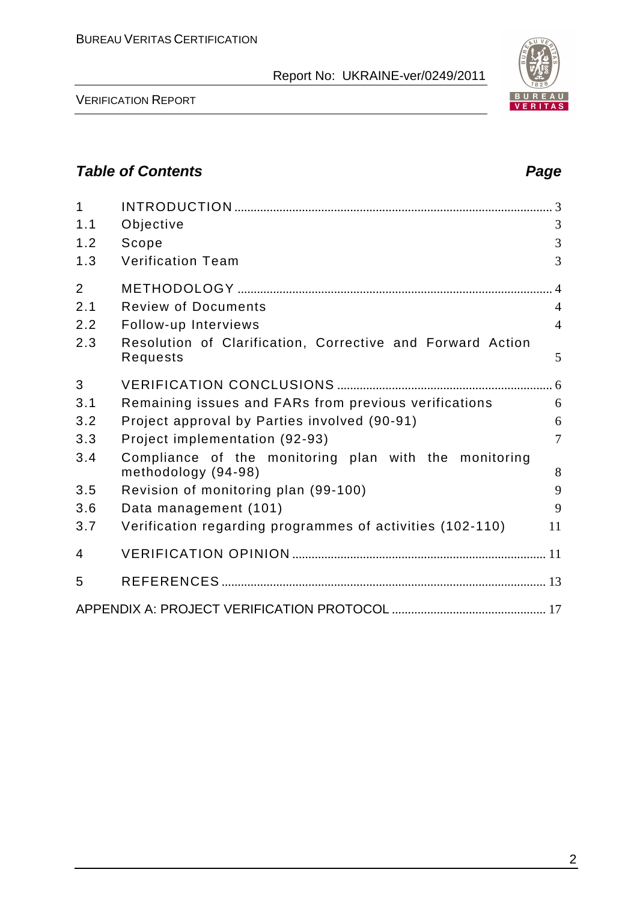## Table of Contents

| | | Page |
|---|---|---|
| 1 | INTRODUCTION | 3 |
| 1.1 | Objective | 3 |
| 1.2 | Scope | 3 |
| 1.3 | Verification Team | 3 |
| 2 | METHODOLOGY | 4 |
| 2.1 | Review of Documents | 4 |
| 2.2 | Follow-up Interviews | 4 |
| 2.3 | Resolution of Clarification, Corrective and Forward Action Requests | 5 |
| 3 | VERIFICATION CONCLUSIONS | 6 |
| 3.1 | Remaining issues and FARs from previous verifications | 6 |
| 3.2 | Project approval by Parties involved (90-91) | 6 |
| 3.3 | Project implementation (92-93) | 7 |
| 3.4 | Compliance of the monitoring plan with the monitoring methodology (94-98) | 8 |
| 3.5 | Revision of monitoring plan (99-100) | 9 |
| 3.6 | Data management (101) | 9 |
| 3.7 | Verification regarding programmes of activities (102-110) | 11 |
| 4 | VERIFICATION OPINION | 11 |
| 5 | REFERENCES | 13 |
| | APPENDIX A: PROJECT VERIFICATION PROTOCOL | 17 |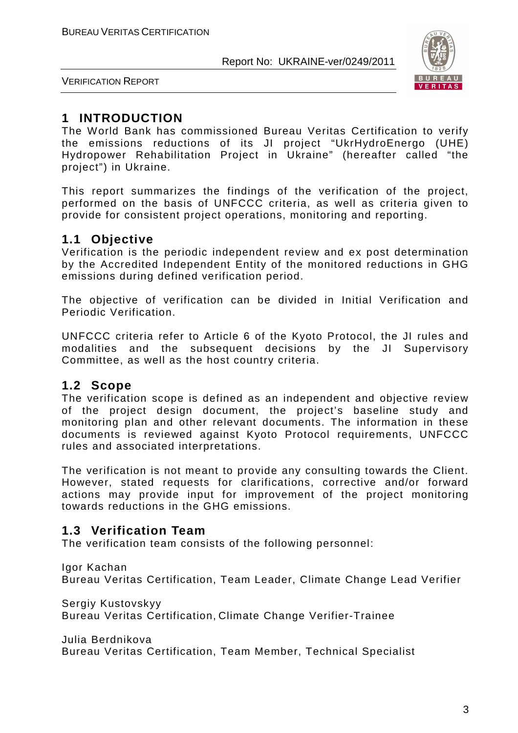# 1 INTRODUCTION

The World Bank has commissioned Bureau Veritas Certification to verify the emissions reductions of its JI project "UkrHydroEnergo (UHE) Hydropower Rehabilitation Project in Ukraine" (hereafter called "the project") in Ukraine.

This report summarizes the findings of the verification of the project, performed on the basis of UNFCCC criteria, as well as criteria given to provide for consistent project operations, monitoring and reporting.

## 1.1 Objective

Verification is the periodic independent review and ex post determination by the Accredited Independent Entity of the monitored reductions in GHG emissions during defined verification period.

The objective of verification can be divided in Initial Verification and Periodic Verification.

UNFCCC criteria refer to Article 6 of the Kyoto Protocol, the JI rules and modalities and the subsequent decisions by the JI Supervisory Committee, as well as the host country criteria.

## 1.2 Scope

The verification scope is defined as an independent and objective review of the project design document, the project's baseline study and monitoring plan and other relevant documents. The information in these documents is reviewed against Kyoto Protocol requirements, UNFCCC rules and associated interpretations.

The verification is not meant to provide any consulting towards the Client. However, stated requests for clarifications, corrective and/or forward actions may provide input for improvement of the project monitoring towards reductions in the GHG emissions.

## 1.3 Verification Team

The verification team consists of the following personnel:

Igor Kachan
Bureau Veritas Certification, Team Leader, Climate Change Lead Verifier

Sergiy Kustovskyy
Bureau Veritas Certification, Climate Change Verifier-Trainee

Julia Berdnikova
Bureau Veritas Certification, Team Member, Technical Specialist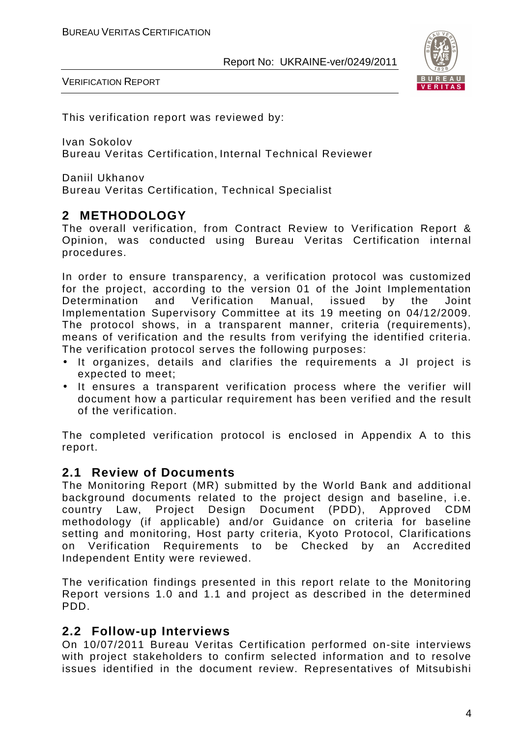This verification report was reviewed by:

Ivan Sokolov
Bureau Veritas Certification, Internal Technical Reviewer

Daniil Ukhanov
Bureau Veritas Certification, Technical Specialist

## 2 METHODOLOGY

The overall verification, from Contract Review to Verification Report & Opinion, was conducted using Bureau Veritas Certification internal procedures.

In order to ensure transparency, a verification protocol was customized for the project, according to the version 01 of the Joint Implementation Determination and Verification Manual, issued by the Joint Implementation Supervisory Committee at its 19 meeting on 04/12/2009. The protocol shows, in a transparent manner, criteria (requirements), means of verification and the results from verifying the identified criteria. The verification protocol serves the following purposes:

- It organizes, details and clarifies the requirements a JI project is expected to meet;
- It ensures a transparent verification process where the verifier will document how a particular requirement has been verified and the result of the verification.

The completed verification protocol is enclosed in Appendix A to this report.

### 2.1 Review of Documents

The Monitoring Report (MR) submitted by the World Bank and additional background documents related to the project design and baseline, i.e. country Law, Project Design Document (PDD), Approved CDM methodology (if applicable) and/or Guidance on criteria for baseline setting and monitoring, Host party criteria, Kyoto Protocol, Clarifications on Verification Requirements to be Checked by an Accredited Independent Entity were reviewed.

The verification findings presented in this report relate to the Monitoring Report versions 1.0 and 1.1 and project as described in the determined PDD.

### 2.2 Follow-up Interviews

On 10/07/2011 Bureau Veritas Certification performed on-site interviews with project stakeholders to confirm selected information and to resolve issues identified in the document review. Representatives of Mitsubishi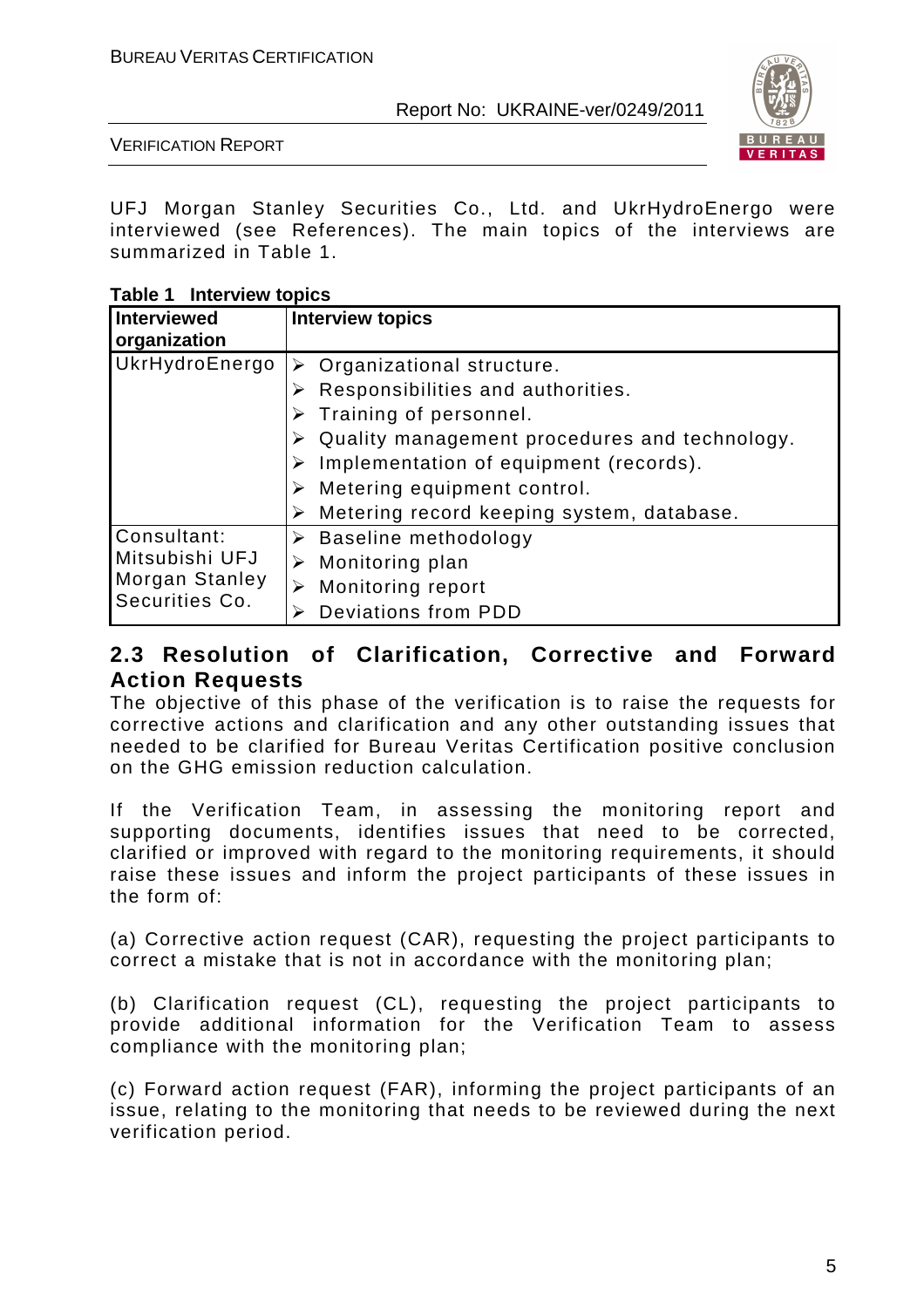UFJ Morgan Stanley Securities Co., Ltd. and UkrHydroEnergo were interviewed (see References). The main topics of the interviews are summarized in Table 1.

**Table 1 Interview topics**

| Interviewed organization | Interview topics |
|---|---|
| UkrHydroEnergo | ➢ Organizational structure.<br>➢ Responsibilities and authorities.<br>➢ Training of personnel.<br>➢ Quality management procedures and technology.<br>➢ Implementation of equipment (records).<br>➢ Metering equipment control.<br>➢ Metering record keeping system, database. |
| Consultant: Mitsubishi UFJ Morgan Stanley Securities Co. | ➢ Baseline methodology<br>➢ Monitoring plan<br>➢ Monitoring report<br>➢ Deviations from PDD |

## 2.3 Resolution of Clarification, Corrective and Forward Action Requests

The objective of this phase of the verification is to raise the requests for corrective actions and clarification and any other outstanding issues that needed to be clarified for Bureau Veritas Certification positive conclusion on the GHG emission reduction calculation.

If the Verification Team, in assessing the monitoring report and supporting documents, identifies issues that need to be corrected, clarified or improved with regard to the monitoring requirements, it should raise these issues and inform the project participants of these issues in the form of:

(a) Corrective action request (CAR), requesting the project participants to correct a mistake that is not in accordance with the monitoring plan;

(b) Clarification request (CL), requesting the project participants to provide additional information for the Verification Team to assess compliance with the monitoring plan;

(c) Forward action request (FAR), informing the project participants of an issue, relating to the monitoring that needs to be reviewed during the next verification period.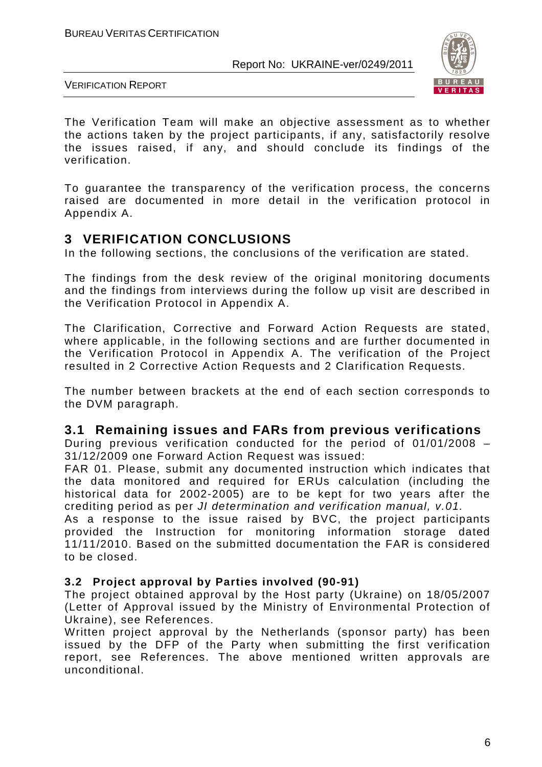The Verification Team will make an objective assessment as to whether the actions taken by the project participants, if any, satisfactorily resolve the issues raised, if any, and should conclude its findings of the verification.

To guarantee the transparency of the verification process, the concerns raised are documented in more detail in the verification protocol in Appendix A.

# 3 VERIFICATION CONCLUSIONS

In the following sections, the conclusions of the verification are stated.

The findings from the desk review of the original monitoring documents and the findings from interviews during the follow up visit are described in the Verification Protocol in Appendix A.

The Clarification, Corrective and Forward Action Requests are stated, where applicable, in the following sections and are further documented in the Verification Protocol in Appendix A. The verification of the Project resulted in 2 Corrective Action Requests and 2 Clarification Requests.

The number between brackets at the end of each section corresponds to the DVM paragraph.

## 3.1 Remaining issues and FARs from previous verifications

During previous verification conducted for the period of 01/01/2008 – 31/12/2009 one Forward Action Request was issued:

FAR 01. Please, submit any documented instruction which indicates that the data monitored and required for ERUs calculation (including the historical data for 2002-2005) are to be kept for two years after the crediting period as per *JI determination and verification manual, v.01.*

As a response to the issue raised by BVC, the project participants provided the Instruction for monitoring information storage dated 11/11/2010. Based on the submitted documentation the FAR is considered to be closed.

### 3.2 Project approval by Parties involved (90-91)

The project obtained approval by the Host party (Ukraine) on 18/05/2007 (Letter of Approval issued by the Ministry of Environmental Protection of Ukraine), see References.

Written project approval by the Netherlands (sponsor party) has been issued by the DFP of the Party when submitting the first verification report, see References. The above mentioned written approvals are unconditional.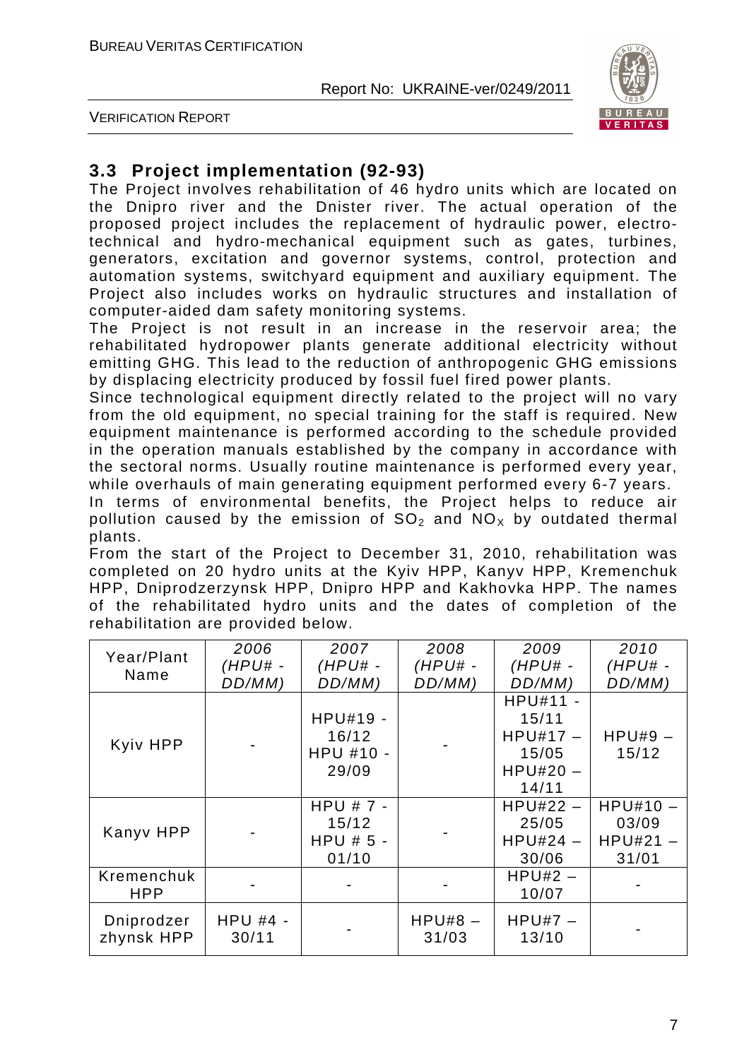## 3.3 Project implementation (92-93)

The Project involves rehabilitation of 46 hydro units which are located on the Dnipro river and the Dnister river. The actual operation of the proposed project includes the replacement of hydraulic power, electro-technical and hydro-mechanical equipment such as gates, turbines, generators, excitation and governor systems, control, protection and automation systems, switchyard equipment and auxiliary equipment. The Project also includes works on hydraulic structures and installation of computer-aided dam safety monitoring systems.

The Project is not result in an increase in the reservoir area; the rehabilitated hydropower plants generate additional electricity without emitting GHG. This lead to the reduction of anthropogenic GHG emissions by displacing electricity produced by fossil fuel fired power plants.

Since technological equipment directly related to the project will no vary from the old equipment, no special training for the staff is required. New equipment maintenance is performed according to the schedule provided in the operation manuals established by the company in accordance with the sectoral norms. Usually routine maintenance is performed every year, while overhauls of main generating equipment performed every 6-7 years.

In terms of environmental benefits, the Project helps to reduce air pollution caused by the emission of $SO_2$ and $NO_X$ by outdated thermal plants.

From the start of the Project to December 31, 2010, rehabilitation was completed on 20 hydro units at the Kyiv HPP, Kanyv HPP, Kremenchuk HPP, Dniprodzerzynsk HPP, Dnipro HPP and Kakhovka HPP. The names of the rehabilitated hydro units and the dates of completion of the rehabilitation are provided below.

| Year/Plant Name | *2006 (HPU# - DD/MM)* | *2007 (HPU# - DD/MM)* | *2008 (HPU# - DD/MM)* | *2009 (HPU# - DD/MM)* | *2010 (HPU# - DD/MM)* |
|---|---|---|---|---|---|
| Kyiv HPP | - | HPU#19 - 16/12<br>HPU #10 - 29/09 | - | HPU#11 - 15/11<br>HPU#17 – 15/05<br>HPU#20 – 14/11 | HPU#9 – 15/12 |
| Kanyv HPP | - | HPU # 7 - 15/12<br>HPU # 5 - 01/10 | - | HPU#22 – 25/05<br>HPU#24 – 30/06 | HPU#10 – 03/09<br>HPU#21 – 31/01 |
| Kremenchuk HPP | - | - | - | HPU#2 – 10/07 | - |
| Dniprodzerzhynsk HPP | HPU #4 - 30/11 | - | HPU#8 – 31/03 | HPU#7 – 13/10 | - |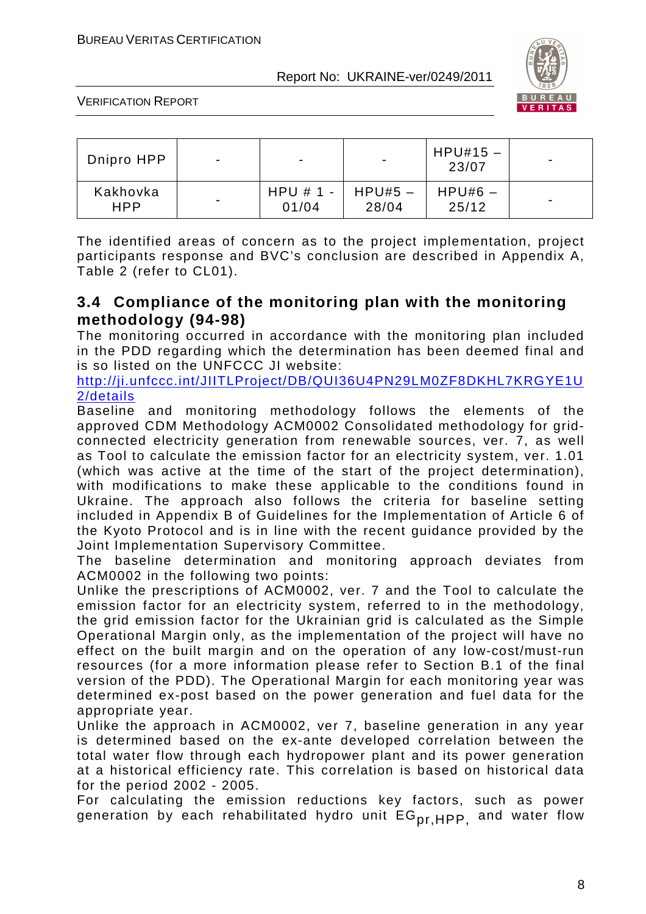| Dnipro HPP | - | - | - | HPU#15 – 23/07 | - |
|---|---|---|---|---|---|
| Kakhovka HPP | - | HPU # 1 - 01/04 | HPU#5 – 28/04 | HPU#6 – 25/12 | - |

The identified areas of concern as to the project implementation, project participants response and BVC's conclusion are described in Appendix A, Table 2 (refer to CL01).

## 3.4 Compliance of the monitoring plan with the monitoring methodology (94-98)

The monitoring occurred in accordance with the monitoring plan included in the PDD regarding which the determination has been deemed final and is so listed on the UNFCCC JI website:
http://ji.unfccc.int/JIITLProject/DB/QUI36U4PN29LM0ZF8DKHL7KRGYE1U2/details

Baseline and monitoring methodology follows the elements of the approved CDM Methodology ACM0002 Consolidated methodology for grid-connected electricity generation from renewable sources, ver. 7, as well as Tool to calculate the emission factor for an electricity system, ver. 1.01 (which was active at the time of the start of the project determination), with modifications to make these applicable to the conditions found in Ukraine. The approach also follows the criteria for baseline setting included in Appendix B of Guidelines for the Implementation of Article 6 of the Kyoto Protocol and is in line with the recent guidance provided by the Joint Implementation Supervisory Committee.

The baseline determination and monitoring approach deviates from ACM0002 in the following two points:

Unlike the prescriptions of ACM0002, ver. 7 and the Tool to calculate the emission factor for an electricity system, referred to in the methodology, the grid emission factor for the Ukrainian grid is calculated as the Simple Operational Margin only, as the implementation of the project will have no effect on the built margin and on the operation of any low-cost/must-run resources (for a more information please refer to Section B.1 of the final version of the PDD). The Operational Margin for each monitoring year was determined ex-post based on the power generation and fuel data for the appropriate year.

Unlike the approach in ACM0002, ver 7, baseline generation in any year is determined based on the ex-ante developed correlation between the total water flow through each hydropower plant and its power generation at a historical efficiency rate. This correlation is based on historical data for the period 2002 - 2005.

For calculating the emission reductions key factors, such as power generation by each rehabilitated hydro unit $EG_{pr,HPP}$, and water flow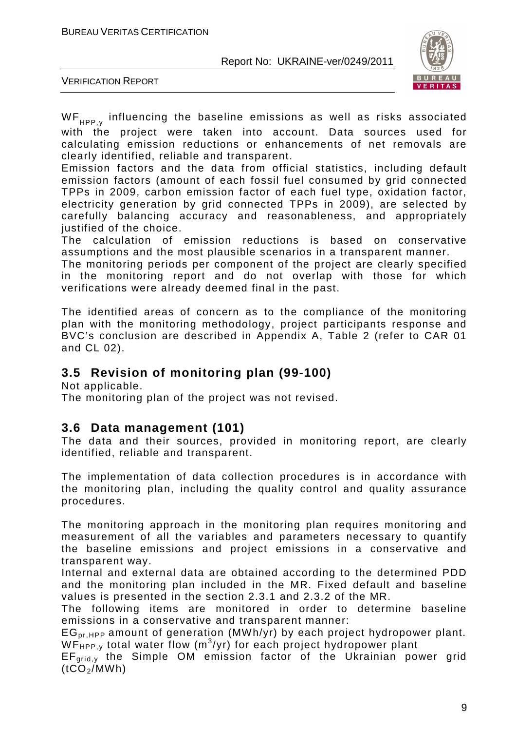$WF_{HPP,y}$ influencing the baseline emissions as well as risks associated with the project were taken into account. Data sources used for calculating emission reductions or enhancements of net removals are clearly identified, reliable and transparent.

Emission factors and the data from official statistics, including default emission factors (amount of each fossil fuel consumed by grid connected TPPs in 2009, carbon emission factor of each fuel type, oxidation factor, electricity generation by grid connected TPPs in 2009), are selected by carefully balancing accuracy and reasonableness, and appropriately justified of the choice.

The calculation of emission reductions is based on conservative assumptions and the most plausible scenarios in a transparent manner.

The monitoring periods per component of the project are clearly specified in the monitoring report and do not overlap with those for which verifications were already deemed final in the past.

The identified areas of concern as to the compliance of the monitoring plan with the monitoring methodology, project participants response and BVC's conclusion are described in Appendix A, Table 2 (refer to CAR 01 and CL 02).

## 3.5 Revision of monitoring plan (99-100)

Not applicable.

The monitoring plan of the project was not revised.

## 3.6 Data management (101)

The data and their sources, provided in monitoring report, are clearly identified, reliable and transparent.

The implementation of data collection procedures is in accordance with the monitoring plan, including the quality control and quality assurance procedures.

The monitoring approach in the monitoring plan requires monitoring and measurement of all the variables and parameters necessary to quantify the baseline emissions and project emissions in a conservative and transparent way.

Internal and external data are obtained according to the determined PDD and the monitoring plan included in the MR. Fixed default and baseline values is presented in the section 2.3.1 and 2.3.2 of the MR.

The following items are monitored in order to determine baseline emissions in a conservative and transparent manner:

$EG_{pr,HPP}$ amount of generation (MWh/yr) by each project hydropower plant.

$WF_{HPP,y}$ total water flow ($m^3$/yr) for each project hydropower plant

$EF_{grid,y}$ the Simple OM emission factor of the Ukrainian power grid ($tCO_2$/MWh)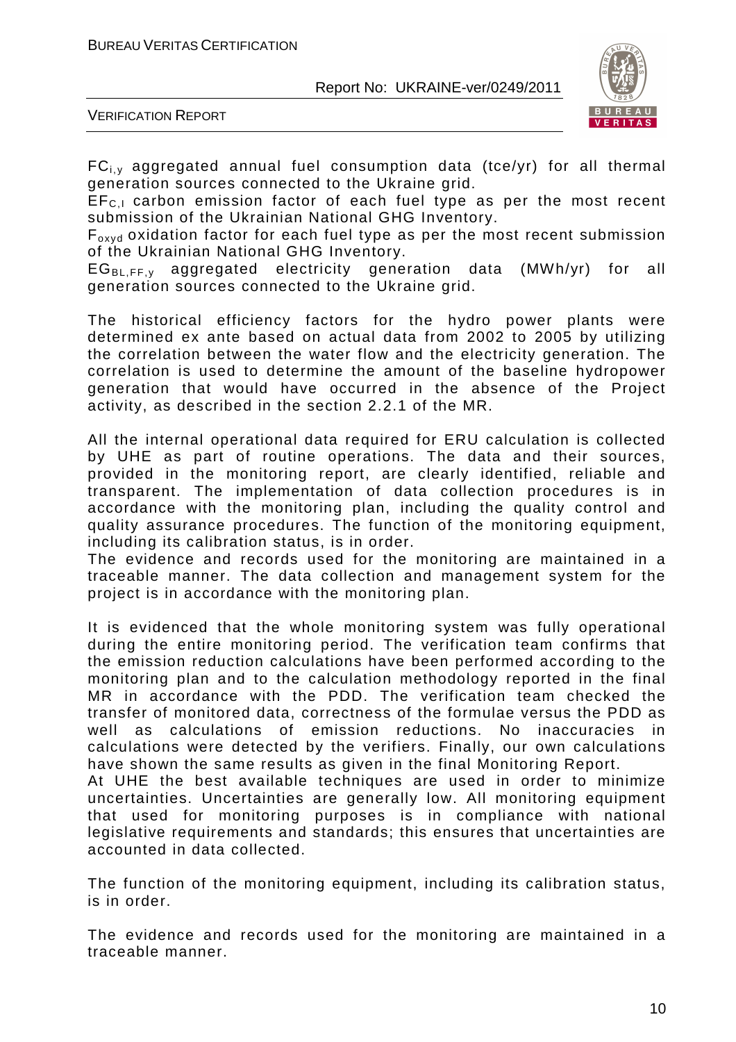$FC_{i,y}$ aggregated annual fuel consumption data (tce/yr) for all thermal generation sources connected to the Ukraine grid.

$EF_{C,I}$ carbon emission factor of each fuel type as per the most recent submission of the Ukrainian National GHG Inventory.

$F_{oxyd}$ oxidation factor for each fuel type as per the most recent submission of the Ukrainian National GHG Inventory.

$EG_{BL,FF,y}$ aggregated electricity generation data (MWh/yr) for all generation sources connected to the Ukraine grid.

The historical efficiency factors for the hydro power plants were determined ex ante based on actual data from 2002 to 2005 by utilizing the correlation between the water flow and the electricity generation. The correlation is used to determine the amount of the baseline hydropower generation that would have occurred in the absence of the Project activity, as described in the section 2.2.1 of the MR.

All the internal operational data required for ERU calculation is collected by UHE as part of routine operations. The data and their sources, provided in the monitoring report, are clearly identified, reliable and transparent. The implementation of data collection procedures is in accordance with the monitoring plan, including the quality control and quality assurance procedures. The function of the monitoring equipment, including its calibration status, is in order.

The evidence and records used for the monitoring are maintained in a traceable manner. The data collection and management system for the project is in accordance with the monitoring plan.

It is evidenced that the whole monitoring system was fully operational during the entire monitoring period. The verification team confirms that the emission reduction calculations have been performed according to the monitoring plan and to the calculation methodology reported in the final MR in accordance with the PDD. The verification team checked the transfer of monitored data, correctness of the formulae versus the PDD as well as calculations of emission reductions. No inaccuracies in calculations were detected by the verifiers. Finally, our own calculations have shown the same results as given in the final Monitoring Report.

At UHE the best available techniques are used in order to minimize uncertainties. Uncertainties are generally low. All monitoring equipment that used for monitoring purposes is in compliance with national legislative requirements and standards; this ensures that uncertainties are accounted in data collected.

The function of the monitoring equipment, including its calibration status, is in order.

The evidence and records used for the monitoring are maintained in a traceable manner.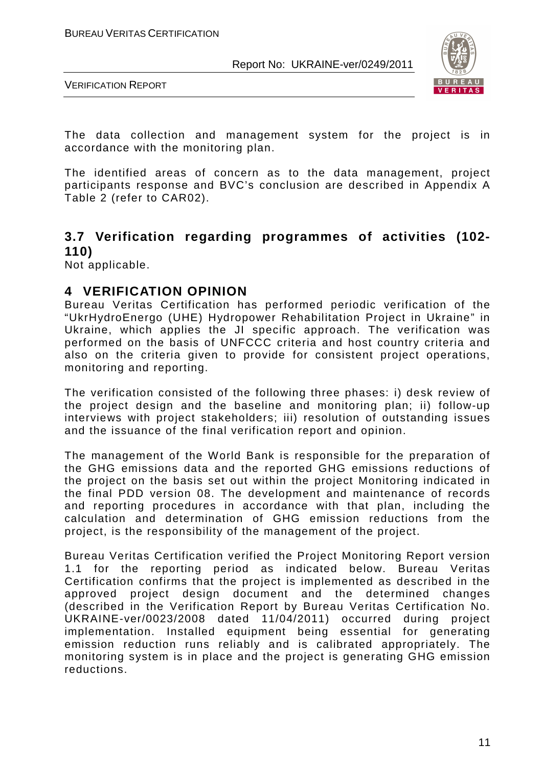The data collection and management system for the project is in accordance with the monitoring plan.

The identified areas of concern as to the data management, project participants response and BVC's conclusion are described in Appendix A Table 2 (refer to CAR02).

## 3.7 Verification regarding programmes of activities (102-110)

Not applicable.

# 4 VERIFICATION OPINION

Bureau Veritas Certification has performed periodic verification of the "UkrHydroEnergo (UHE) Hydropower Rehabilitation Project in Ukraine" in Ukraine, which applies the JI specific approach. The verification was performed on the basis of UNFCCC criteria and host country criteria and also on the criteria given to provide for consistent project operations, monitoring and reporting.

The verification consisted of the following three phases: i) desk review of the project design and the baseline and monitoring plan; ii) follow-up interviews with project stakeholders; iii) resolution of outstanding issues and the issuance of the final verification report and opinion.

The management of the World Bank is responsible for the preparation of the GHG emissions data and the reported GHG emissions reductions of the project on the basis set out within the project Monitoring indicated in the final PDD version 08. The development and maintenance of records and reporting procedures in accordance with that plan, including the calculation and determination of GHG emission reductions from the project, is the responsibility of the management of the project.

Bureau Veritas Certification verified the Project Monitoring Report version 1.1 for the reporting period as indicated below. Bureau Veritas Certification confirms that the project is implemented as described in the approved project design document and the determined changes (described in the Verification Report by Bureau Veritas Certification No. UKRAINE-ver/0023/2008 dated 11/04/2011) occurred during project implementation. Installed equipment being essential for generating emission reduction runs reliably and is calibrated appropriately. The monitoring system is in place and the project is generating GHG emission reductions.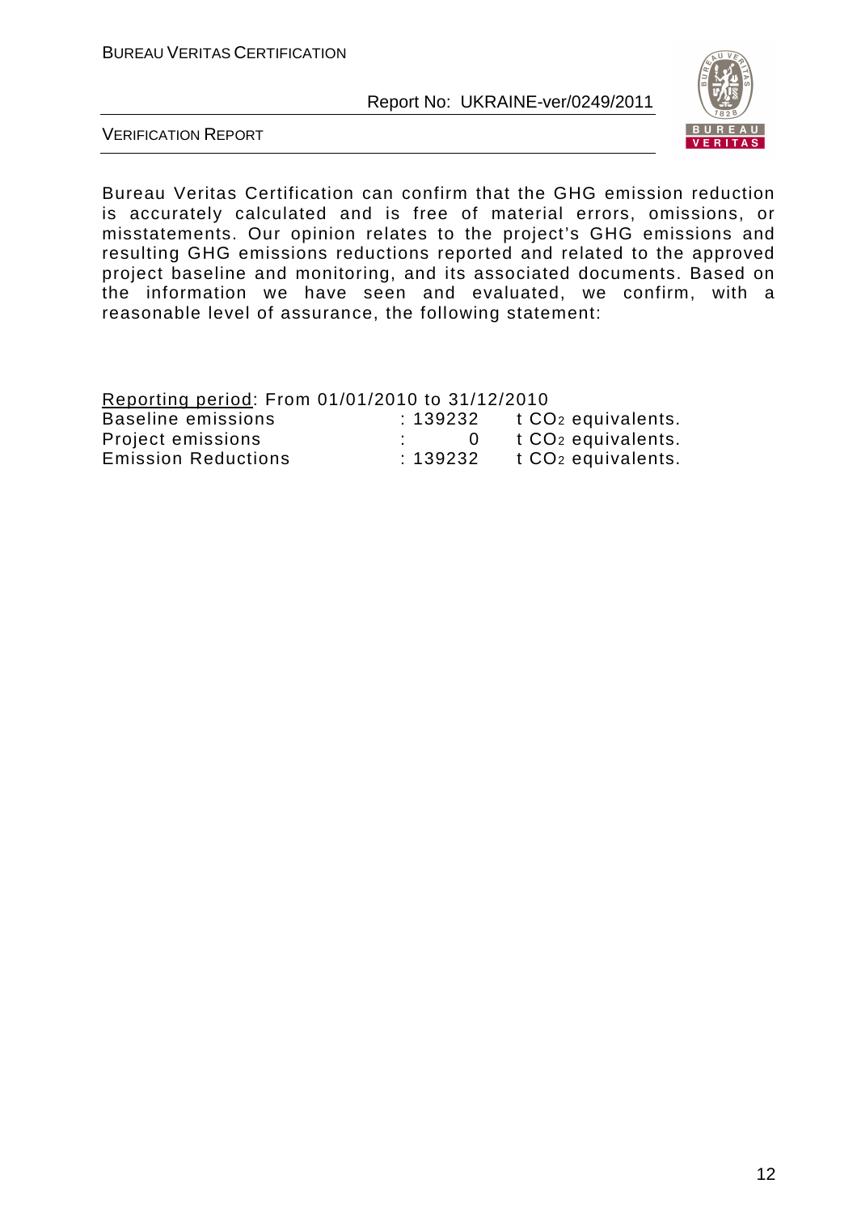Bureau Veritas Certification can confirm that the GHG emission reduction is accurately calculated and is free of material errors, omissions, or misstatements. Our opinion relates to the project's GHG emissions and resulting GHG emissions reductions reported and related to the approved project baseline and monitoring, and its associated documents. Based on the information we have seen and evaluated, we confirm, with a reasonable level of assurance, the following statement:

Reporting period: From 01/01/2010 to 31/12/2010

| | | |
|---|---|---|
| Baseline emissions | : 139232 | t $CO_2$ equivalents. |
| Project emissions | : 0 | t $CO_2$ equivalents. |
| Emission Reductions | : 139232 | t $CO_2$ equivalents. |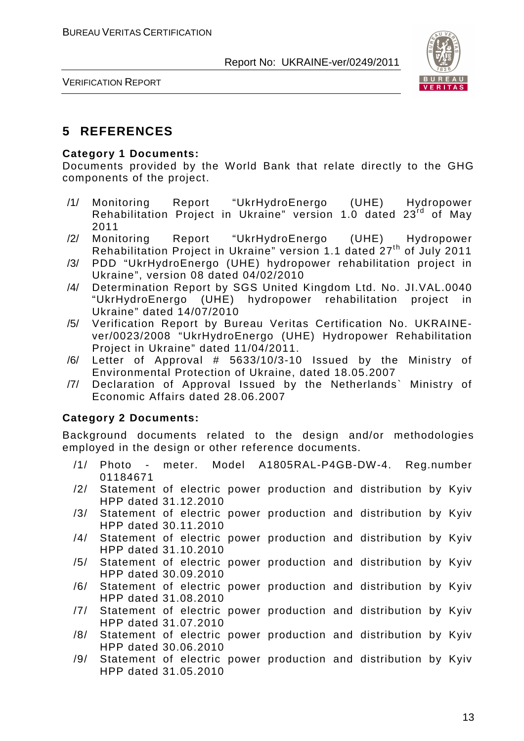# 5 REFERENCES

**Category 1 Documents:**

Documents provided by the World Bank that relate directly to the GHG components of the project.

/1/ Monitoring Report "UkrHydroEnergo (UHE) Hydropower Rehabilitation Project in Ukraine" version 1.0 dated 23rd of May 2011

/2/ Monitoring Report "UkrHydroEnergo (UHE) Hydropower Rehabilitation Project in Ukraine" version 1.1 dated 27th of July 2011

/3/ PDD "UkrHydroEnergo (UHE) hydropower rehabilitation project in Ukraine", version 08 dated 04/02/2010

/4/ Determination Report by SGS United Kingdom Ltd. No. JI.VAL.0040 "UkrHydroEnergo (UHE) hydropower rehabilitation project in Ukraine" dated 14/07/2010

/5/ Verification Report by Bureau Veritas Certification No. UKRAINE-ver/0023/2008 "UkrHydroEnergo (UHE) Hydropower Rehabilitation Project in Ukraine" dated 11/04/2011.

/6/ Letter of Approval # 5633/10/3-10 Issued by the Ministry of Environmental Protection of Ukraine, dated 18.05.2007

/7/ Declaration of Approval Issued by the Netherlands` Ministry of Economic Affairs dated 28.06.2007

**Category 2 Documents:**

Background documents related to the design and/or methodologies employed in the design or other reference documents.

/1/ Photo - meter. Model A1805RAL-P4GB-DW-4. Reg.number 01184671

/2/ Statement of electric power production and distribution by Kyiv HPP dated 31.12.2010

/3/ Statement of electric power production and distribution by Kyiv HPP dated 30.11.2010

/4/ Statement of electric power production and distribution by Kyiv HPP dated 31.10.2010

/5/ Statement of electric power production and distribution by Kyiv HPP dated 30.09.2010

/6/ Statement of electric power production and distribution by Kyiv HPP dated 31.08.2010

/7/ Statement of electric power production and distribution by Kyiv HPP dated 31.07.2010

/8/ Statement of electric power production and distribution by Kyiv HPP dated 30.06.2010

/9/ Statement of electric power production and distribution by Kyiv HPP dated 31.05.2010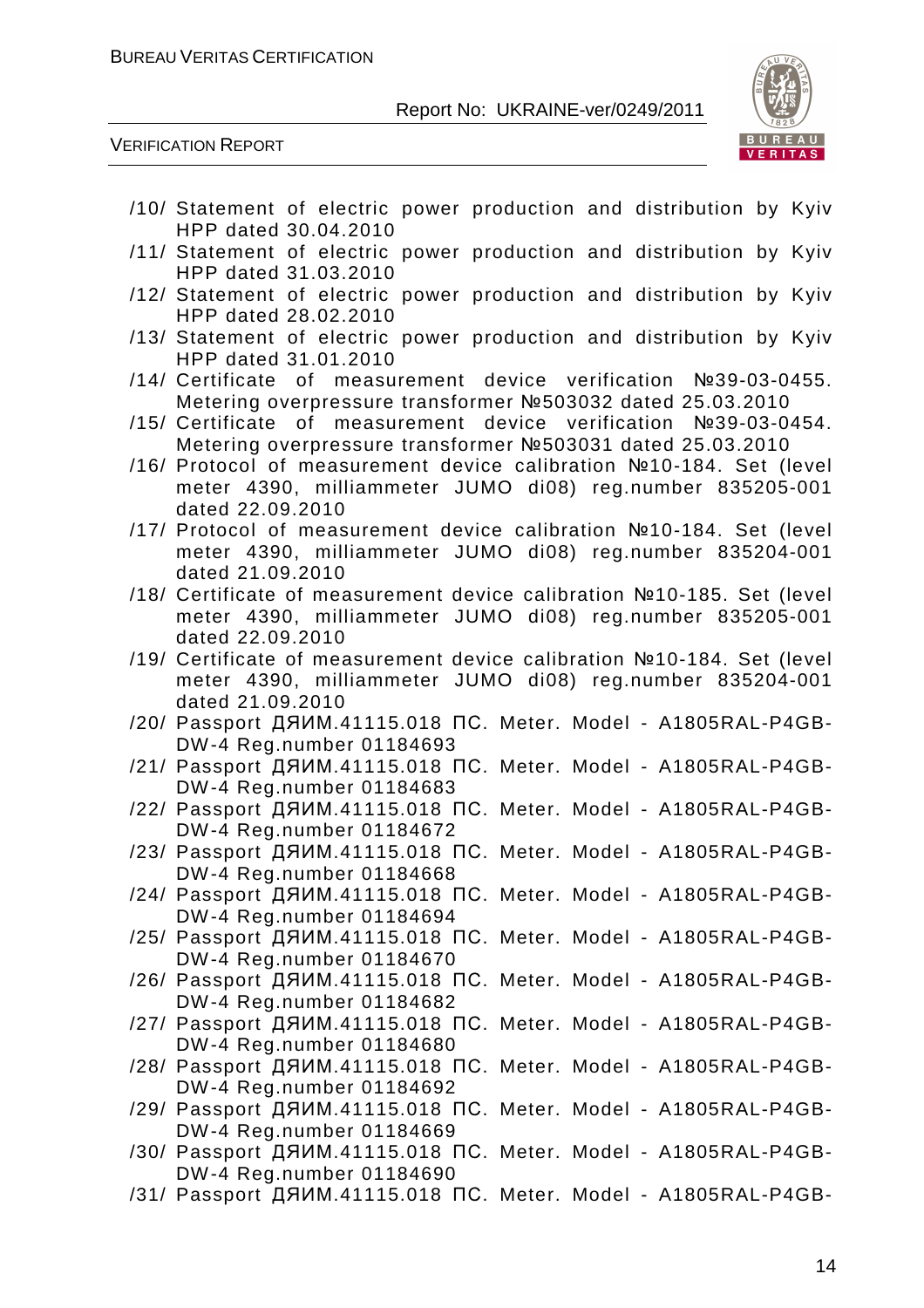/10/ Statement of electric power production and distribution by Kyiv HPP dated 30.04.2010

/11/ Statement of electric power production and distribution by Kyiv HPP dated 31.03.2010

/12/ Statement of electric power production and distribution by Kyiv HPP dated 28.02.2010

/13/ Statement of electric power production and distribution by Kyiv HPP dated 31.01.2010

/14/ Certificate of measurement device verification №39-03-0455. Metering overpressure transformer №503032 dated 25.03.2010

/15/ Certificate of measurement device verification №39-03-0454. Metering overpressure transformer №503031 dated 25.03.2010

/16/ Protocol of measurement device calibration №10-184. Set (level meter 4390, milliammeter JUMO di08) reg.number 835205-001 dated 22.09.2010

/17/ Protocol of measurement device calibration №10-184. Set (level meter 4390, milliammeter JUMO di08) reg.number 835204-001 dated 21.09.2010

/18/ Certificate of measurement device calibration №10-185. Set (level meter 4390, milliammeter JUMO di08) reg.number 835205-001 dated 22.09.2010

/19/ Certificate of measurement device calibration №10-184. Set (level meter 4390, milliammeter JUMO di08) reg.number 835204-001 dated 21.09.2010

/20/ Passport ДЯИМ.41115.018 ПС. Meter. Model - A1805RAL-P4GB-DW-4 Reg.number 01184693

/21/ Passport ДЯИМ.41115.018 ПС. Meter. Model - A1805RAL-P4GB-DW-4 Reg.number 01184683

/22/ Passport ДЯИМ.41115.018 ПС. Meter. Model - A1805RAL-P4GB-DW-4 Reg.number 01184672

/23/ Passport ДЯИМ.41115.018 ПС. Meter. Model - A1805RAL-P4GB-DW-4 Reg.number 01184668

/24/ Passport ДЯИМ.41115.018 ПС. Meter. Model - A1805RAL-P4GB-DW-4 Reg.number 01184694

/25/ Passport ДЯИМ.41115.018 ПС. Meter. Model - A1805RAL-P4GB-DW-4 Reg.number 01184670

/26/ Passport ДЯИМ.41115.018 ПС. Meter. Model - A1805RAL-P4GB-DW-4 Reg.number 01184682

/27/ Passport ДЯИМ.41115.018 ПС. Meter. Model - A1805RAL-P4GB-DW-4 Reg.number 01184680

/28/ Passport ДЯИМ.41115.018 ПС. Meter. Model - A1805RAL-P4GB-DW-4 Reg.number 01184692

/29/ Passport ДЯИМ.41115.018 ПС. Meter. Model - A1805RAL-P4GB-DW-4 Reg.number 01184669

/30/ Passport ДЯИМ.41115.018 ПС. Meter. Model - A1805RAL-P4GB-DW-4 Reg.number 01184690

/31/ Passport ДЯИМ.41115.018 ПС. Meter. Model - A1805RAL-P4GB-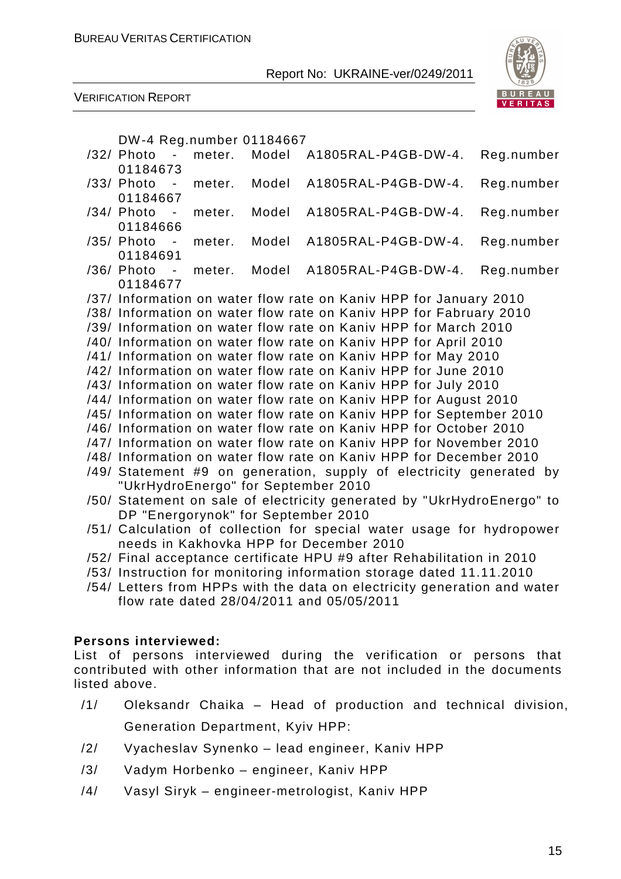DW-4 Reg.number 01184667

/32/ Photo - meter. Model A1805RAL-P4GB-DW-4. Reg.number 01184673

/33/ Photo - meter. Model A1805RAL-P4GB-DW-4. Reg.number 01184667

/34/ Photo - meter. Model A1805RAL-P4GB-DW-4. Reg.number 01184666

/35/ Photo - meter. Model A1805RAL-P4GB-DW-4. Reg.number 01184691

/36/ Photo - meter. Model A1805RAL-P4GB-DW-4. Reg.number 01184677

/37/ Information on water flow rate on Kaniv HPP for January 2010

/38/ Information on water flow rate on Kaniv HPP for Fabruary 2010

/39/ Information on water flow rate on Kaniv HPP for March 2010

/40/ Information on water flow rate on Kaniv HPP for April 2010

/41/ Information on water flow rate on Kaniv HPP for May 2010

/42/ Information on water flow rate on Kaniv HPP for June 2010

/43/ Information on water flow rate on Kaniv HPP for July 2010

/44/ Information on water flow rate on Kaniv HPP for August 2010

/45/ Information on water flow rate on Kaniv HPP for September 2010

/46/ Information on water flow rate on Kaniv HPP for October 2010

/47/ Information on water flow rate on Kaniv HPP for November 2010

/48/ Information on water flow rate on Kaniv HPP for December 2010

/49/ Statement #9 on generation, supply of electricity generated by "UkrHydroEnergo" for September 2010

/50/ Statement on sale of electricity generated by "UkrHydroEnergo" to DP "Energorynok" for September 2010

/51/ Calculation of collection for special water usage for hydropower needs in Kakhovka HPP for December 2010

/52/ Final acceptance certificate HPU #9 after Rehabilitation in 2010

/53/ Instruction for monitoring information storage dated 11.11.2010

/54/ Letters from HPPs with the data on electricity generation and water flow rate dated 28/04/2011 and 05/05/2011

**Persons interviewed:**

List of persons interviewed during the verification or persons that contributed with other information that are not included in the documents listed above.

/1/ Oleksandr Chaika – Head of production and technical division, Generation Department, Kyiv HPP:

/2/ Vyacheslav Synenko – lead engineer, Kaniv HPP

/3/ Vadym Horbenko – engineer, Kaniv HPP

/4/ Vasyl Siryk – engineer-metrologist, Kaniv HPP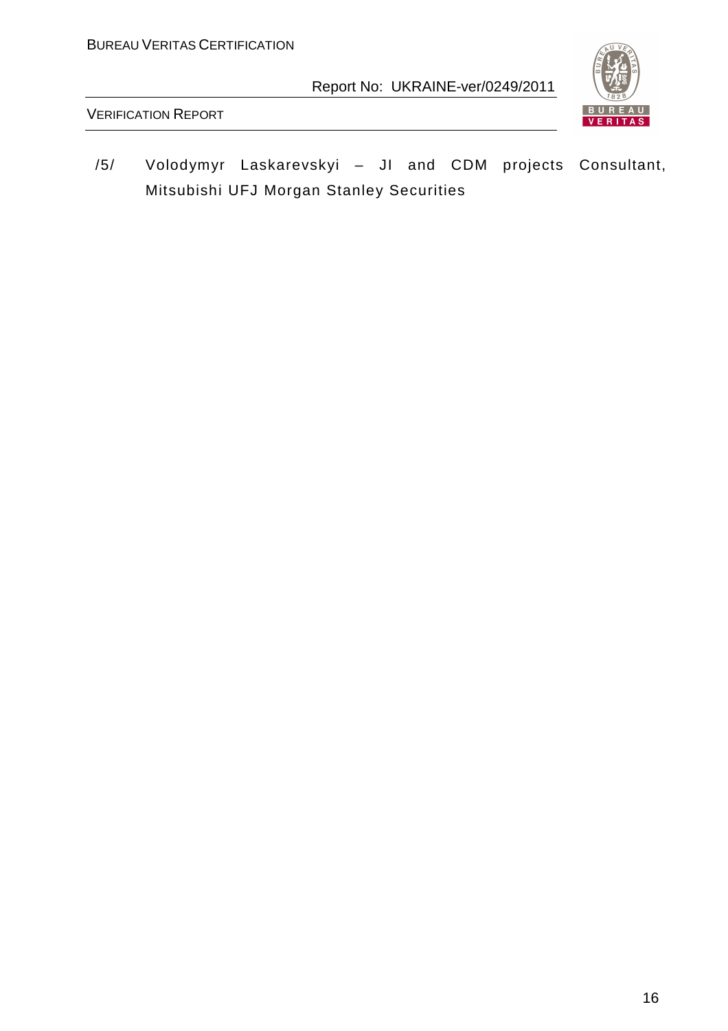/5/ Volodymyr Laskarevskyi – JI and CDM projects Consultant, Mitsubishi UFJ Morgan Stanley Securities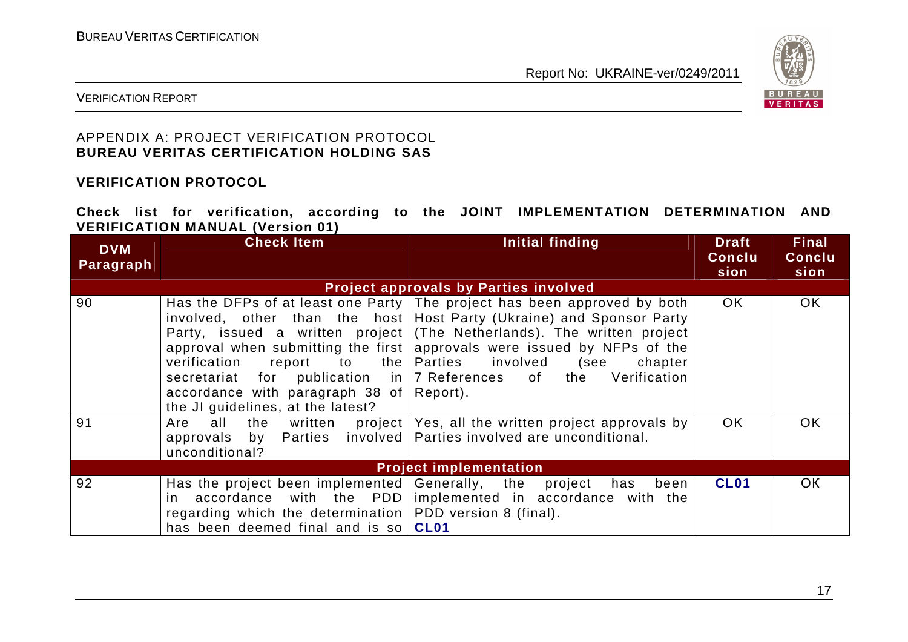APPENDIX A: PROJECT VERIFICATION PROTOCOL
**BUREAU VERITAS CERTIFICATION HOLDING SAS**

**VERIFICATION PROTOCOL**

**Check list for verification, according to the JOINT IMPLEMENTATION DETERMINATION AND VERIFICATION MANUAL (Version 01)**

| DVM Paragraph | Check Item | Initial finding | Draft Conclusion | Final Conclusion |
|---|---|---|---|---|
| | | **Project approvals by Parties involved** | | |
| 90 | Has the DFPs of at least one Party involved, other than the host Party, issued a written project approval when submitting the first verification report to the secretariat for publication in accordance with paragraph 38 of the JI guidelines, at the latest? | The project has been approved by both Host Party (Ukraine) and Sponsor Party (The Netherlands). The written project approvals were issued by NFPs of the Parties involved (see chapter 7 References of the Verification Report). | OK | OK |
| 91 | Are all the written project approvals by Parties involved unconditional? | Yes, all the written project approvals by Parties involved are unconditional. | OK | OK |
| | | **Project implementation** | | |
| 92 | Has the project been implemented in accordance with the PDD regarding which the determination has been deemed final and is so | Generally, the project has been implemented in accordance with the PDD version 8 (final). **CL01** | **CL01** | OK |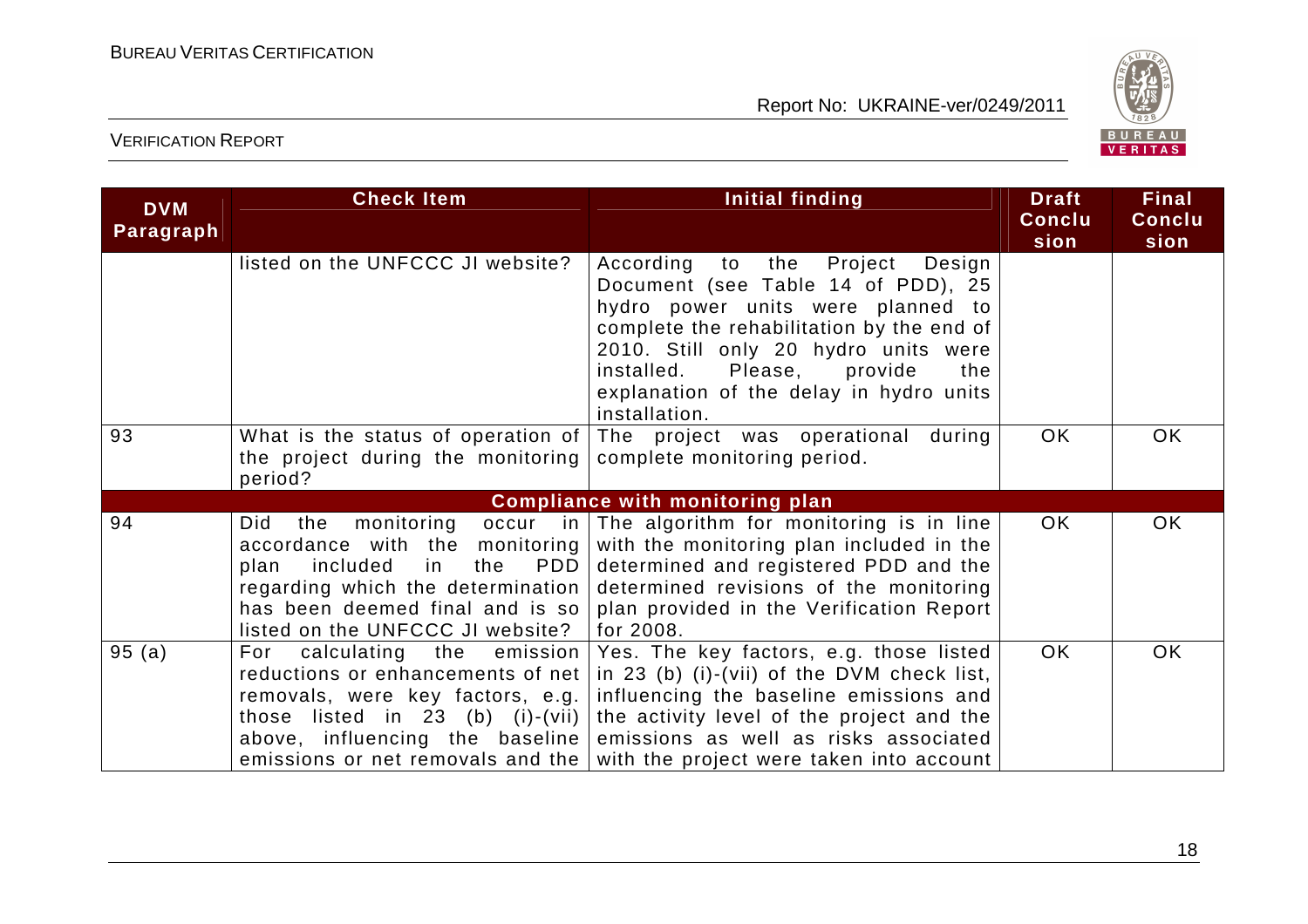| DVM Paragraph | Check Item | Initial finding | Draft Conclusion | Final Conclusion |
|---|---|---|---|---|
| | listed on the UNFCCC JI website? | According to the Project Design Document (see Table 14 of PDD), 25 hydro power units were planned to complete the rehabilitation by the end of 2010. Still only 20 hydro units were installed. Please, provide the explanation of the delay in hydro units installation. | | |
| 93 | What is the status of operation of the project during the monitoring period? | The project was operational during complete monitoring period. | OK | OK |
| **Compliance with monitoring plan** | | | | |
| 94 | Did the monitoring occur in accordance with the monitoring plan included in the PDD regarding which the determination has been deemed final and is so listed on the UNFCCC JI website? | The algorithm for monitoring is in line with the monitoring plan included in the determined and registered PDD and the determined revisions of the monitoring plan provided in the Verification Report for 2008. | OK | OK |
| 95 (a) | For calculating the emission reductions or enhancements of net removals, were key factors, e.g. those listed in 23 (b) (i)-(vii) above, influencing the baseline emissions or net removals and the | Yes. The key factors, e.g. those listed in 23 (b) (i)-(vii) of the DVM check list, influencing the baseline emissions and the activity level of the project and the emissions as well as risks associated with the project were taken into account | OK | OK |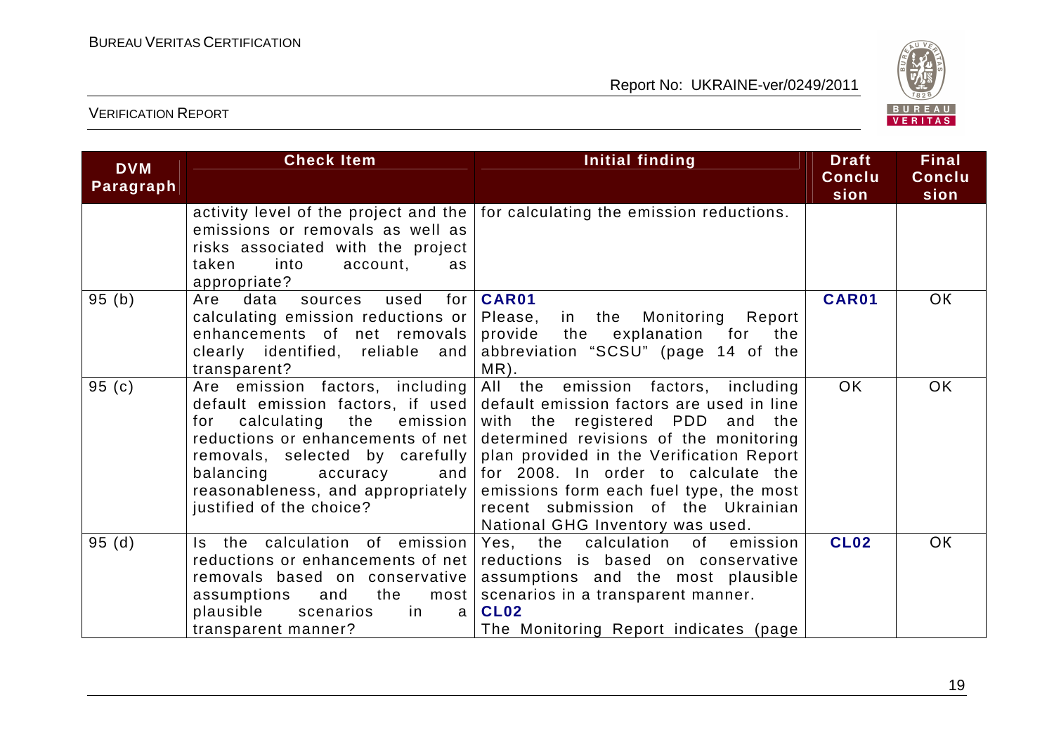| DVM Paragraph | Check Item | Initial finding | Draft Conclusion | Final Conclusion |
|---|---|---|---|---|
| | activity level of the project and the emissions or removals as well as risks associated with the project taken into account, as appropriate? | for calculating the emission reductions. | | |
| 95 (b) | Are data sources used for calculating emission reductions or enhancements of net removals clearly identified, reliable and transparent? | **CAR01**<br>Please, in the Monitoring Report provide the explanation for the abbreviation "SCSU" (page 14 of the MR). | **CAR01** | OK |
| 95 (c) | Are emission factors, including default emission factors, if used for calculating the emission reductions or enhancements of net removals, selected by carefully balancing accuracy and reasonableness, and appropriately justified of the choice? | All the emission factors, including default emission factors are used in line with the registered PDD and the determined revisions of the monitoring plan provided in the Verification Report for 2008. In order to calculate the emissions form each fuel type, the most recent submission of the Ukrainian National GHG Inventory was used. | OK | OK |
| 95 (d) | Is the calculation of emission reductions or enhancements of net removals based on conservative assumptions and the most plausible scenarios in a transparent manner? | Yes, the calculation of emission reductions is based on conservative assumptions and the most plausible scenarios in a transparent manner.<br>**CL02**<br>The Monitoring Report indicates (page | **CL02** | OK |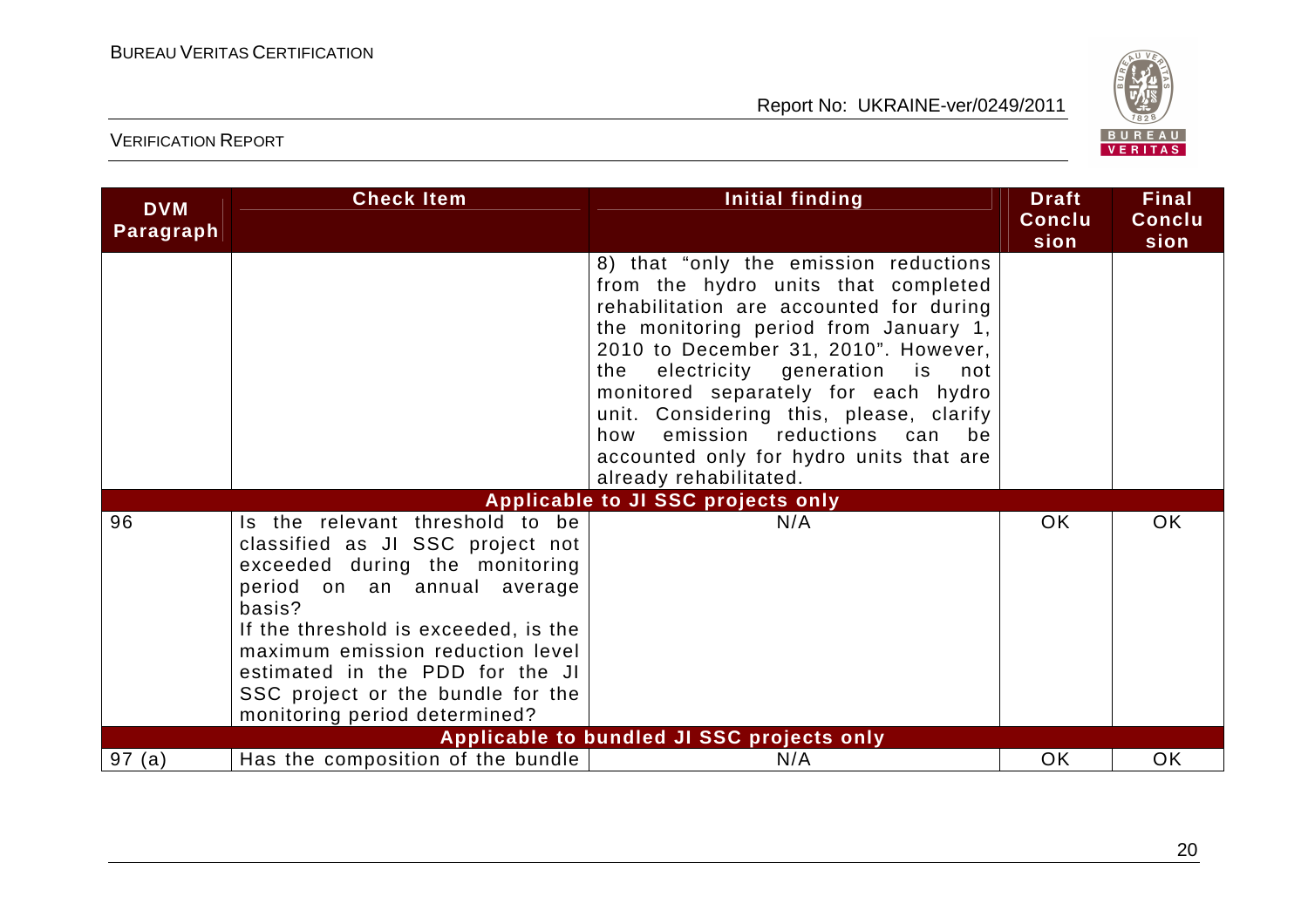| DVM Paragraph | Check Item | Initial finding | Draft Conclusion | Final Conclusion |
|---|---|---|---|---|
| | | 8) that "only the emission reductions from the hydro units that completed rehabilitation are accounted for during the monitoring period from January 1, 2010 to December 31, 2010". However, the electricity generation is not monitored separately for each hydro unit. Considering this, please, clarify how emission reductions can be accounted only for hydro units that are already rehabilitated. | | |
| | | **Applicable to JI SSC projects only** | | |
| 96 | Is the relevant threshold to be classified as JI SSC project not exceeded during the monitoring period on an annual average basis?<br>If the threshold is exceeded, is the maximum emission reduction level estimated in the PDD for the JI SSC project or the bundle for the monitoring period determined? | N/A | OK | OK |
| | | **Applicable to bundled JI SSC projects only** | | |
| 97 (a) | Has the composition of the bundle | N/A | OK | OK |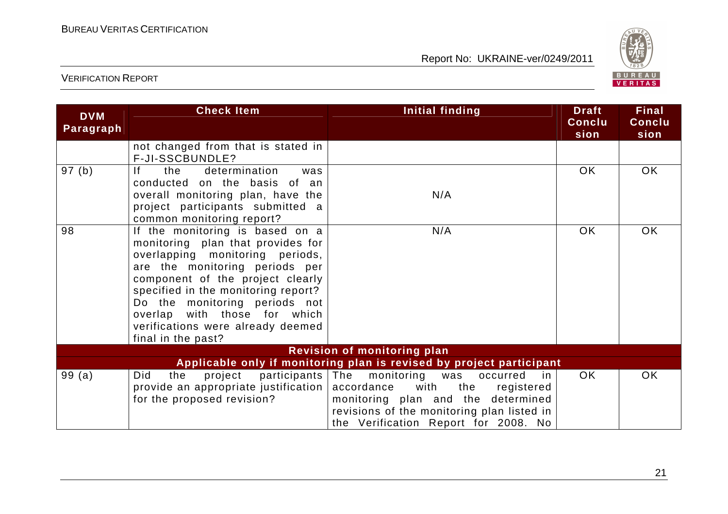| DVM Paragraph | Check Item | Initial finding | Draft Conclusion | Final Conclusion |
|---|---|---|---|---|
| | not changed from that is stated in F-JI-SSCBUNDLE? | | | |
| 97 (b) | If the determination was conducted on the basis of an overall monitoring plan, have the project participants submitted a common monitoring report? | N/A | OK | OK |
| 98 | If the monitoring is based on a monitoring plan that provides for overlapping monitoring periods, are the monitoring periods per component of the project clearly specified in the monitoring report? Do the monitoring periods not overlap with those for which verifications were already deemed final in the past? | N/A | OK | OK |
| **Revision of monitoring plan** | | | | |
| **Applicable only if monitoring plan is revised by project participant** | | | | |
| 99 (a) | Did the project participants provide an appropriate justification for the proposed revision? | The monitoring was occurred in accordance with the registered monitoring plan and the determined revisions of the monitoring plan listed in the Verification Report for 2008. No | OK | OK |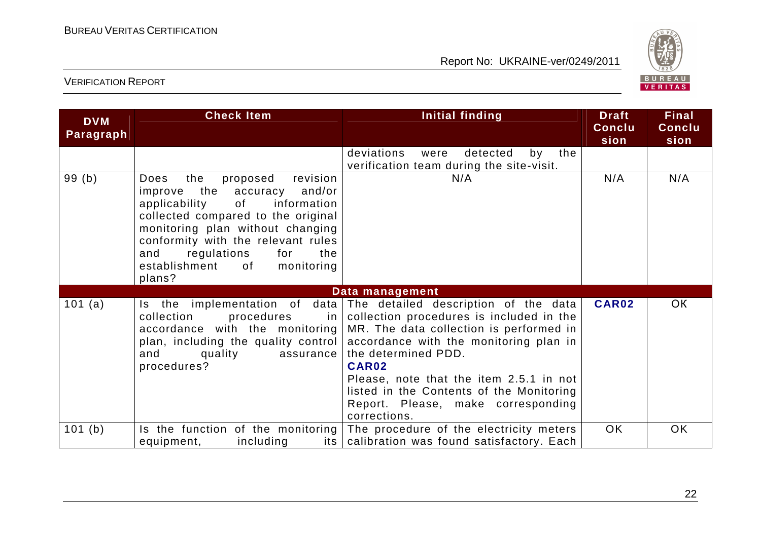| DVM Paragraph | Check Item | Initial finding | Draft Conclusion | Final Conclusion |
|---|---|---|---|---|
| | | deviations were detected by the verification team during the site-visit. | | |
| 99 (b) | Does the proposed revision improve the accuracy and/or applicability of information collected compared to the original monitoring plan without changing conformity with the relevant rules and regulations for the establishment of monitoring plans? | N/A | N/A | N/A |
| **Data management** | | | | |
| 101 (a) | Is the implementation of data collection procedures in accordance with the monitoring plan, including the quality control and quality assurance procedures? | The detailed description of the data collection procedures is included in the MR. The data collection is performed in accordance with the monitoring plan in the determined PDD. **CAR02** Please, note that the item 2.5.1 in not listed in the Contents of the Monitoring Report. Please, make corresponding corrections. | **CAR02** | OK |
| 101 (b) | Is the function of the monitoring equipment, including its | The procedure of the electricity meters calibration was found satisfactory. Each | OK | OK |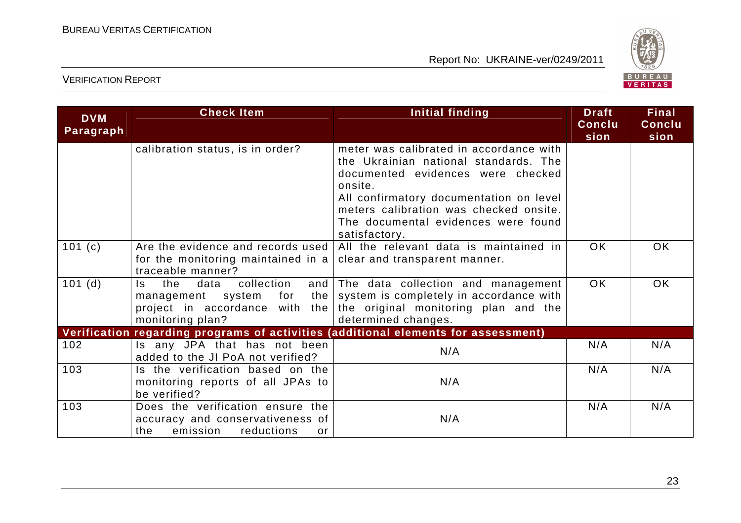| DVM Paragraph | Check Item | Initial finding | Draft Conclusion | Final Conclusion |
|---|---|---|---|---|
| | calibration status, is in order? | meter was calibrated in accordance with the Ukrainian national standards. The documented evidences were checked onsite. All confirmatory documentation on level meters calibration was checked onsite. The documental evidences were found satisfactory. | | |
| 101 (c) | Are the evidence and records used for the monitoring maintained in a traceable manner? | All the relevant data is maintained in clear and transparent manner. | OK | OK |
| 101 (d) | Is the data collection and management system for the project in accordance with the monitoring plan? | The data collection and management system is completely in accordance with the original monitoring plan and the determined changes. | OK | OK |
| **Verification regarding programs of activities (additional elements for assessment)** | | | | |
| 102 | Is any JPA that has not been added to the JI PoA not verified? | N/A | N/A | N/A |
| 103 | Is the verification based on the monitoring reports of all JPAs to be verified? | N/A | N/A | N/A |
| 103 | Does the verification ensure the accuracy and conservativeness of the emission reductions or | N/A | N/A | N/A |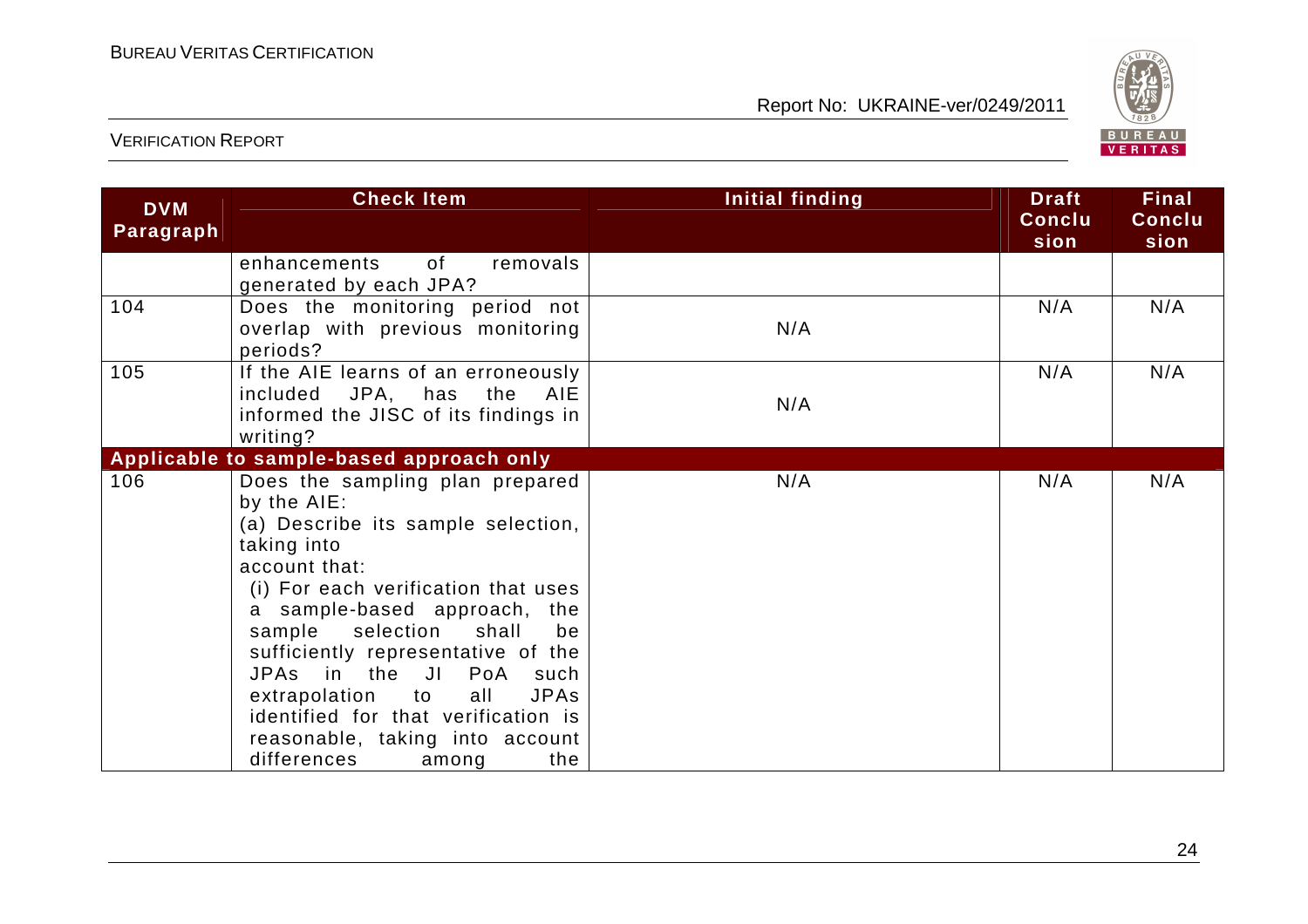| DVM Paragraph | Check Item | Initial finding | Draft Conclusion | Final Conclusion |
|---|---|---|---|---|
| | enhancements of removals generated by each JPA? | | | |
| 104 | Does the monitoring period not overlap with previous monitoring periods? | N/A | N/A | N/A |
| 105 | If the AIE learns of an erroneously included JPA, has the AIE informed the JISC of its findings in writing? | N/A | N/A | N/A |
| **Applicable to sample-based approach only** | | | | |
| 106 | Does the sampling plan prepared by the AIE:<br>(a) Describe its sample selection, taking into account that:<br>(i) For each verification that uses a sample-based approach, the sample selection shall be sufficiently representative of the JPAs in the JI PoA such extrapolation to all JPAs identified for that verification is reasonable, taking into account differences among the | N/A | N/A | N/A |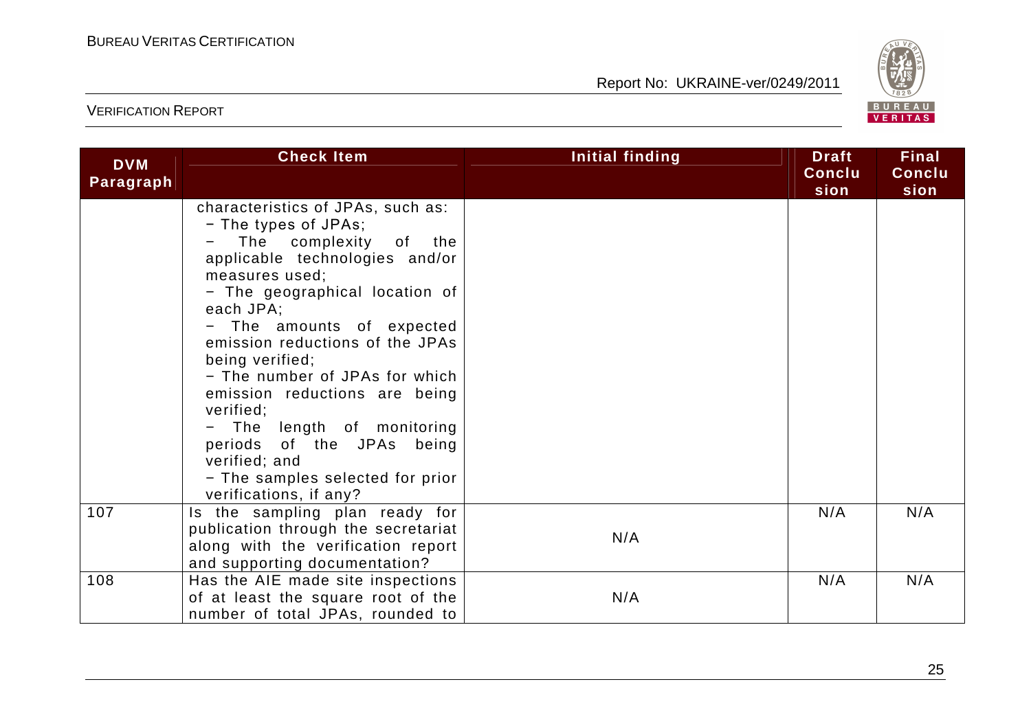| DVM Paragraph | Check Item | Initial finding | Draft Conclusion | Final Conclusion |
|---|---|---|---|---|
| | characteristics of JPAs, such as:<br>− The types of JPAs;<br>− The complexity of the applicable technologies and/or measures used;<br>− The geographical location of each JPA;<br>− The amounts of expected emission reductions of the JPAs being verified;<br>− The number of JPAs for which emission reductions are being verified;<br>− The length of monitoring periods of the JPAs being verified; and<br>− The samples selected for prior verifications, if any? | | | |
| 107 | Is the sampling plan ready for publication through the secretariat along with the verification report and supporting documentation? | N/A | N/A | N/A |
| 108 | Has the AIE made site inspections of at least the square root of the number of total JPAs, rounded to | N/A | N/A | N/A |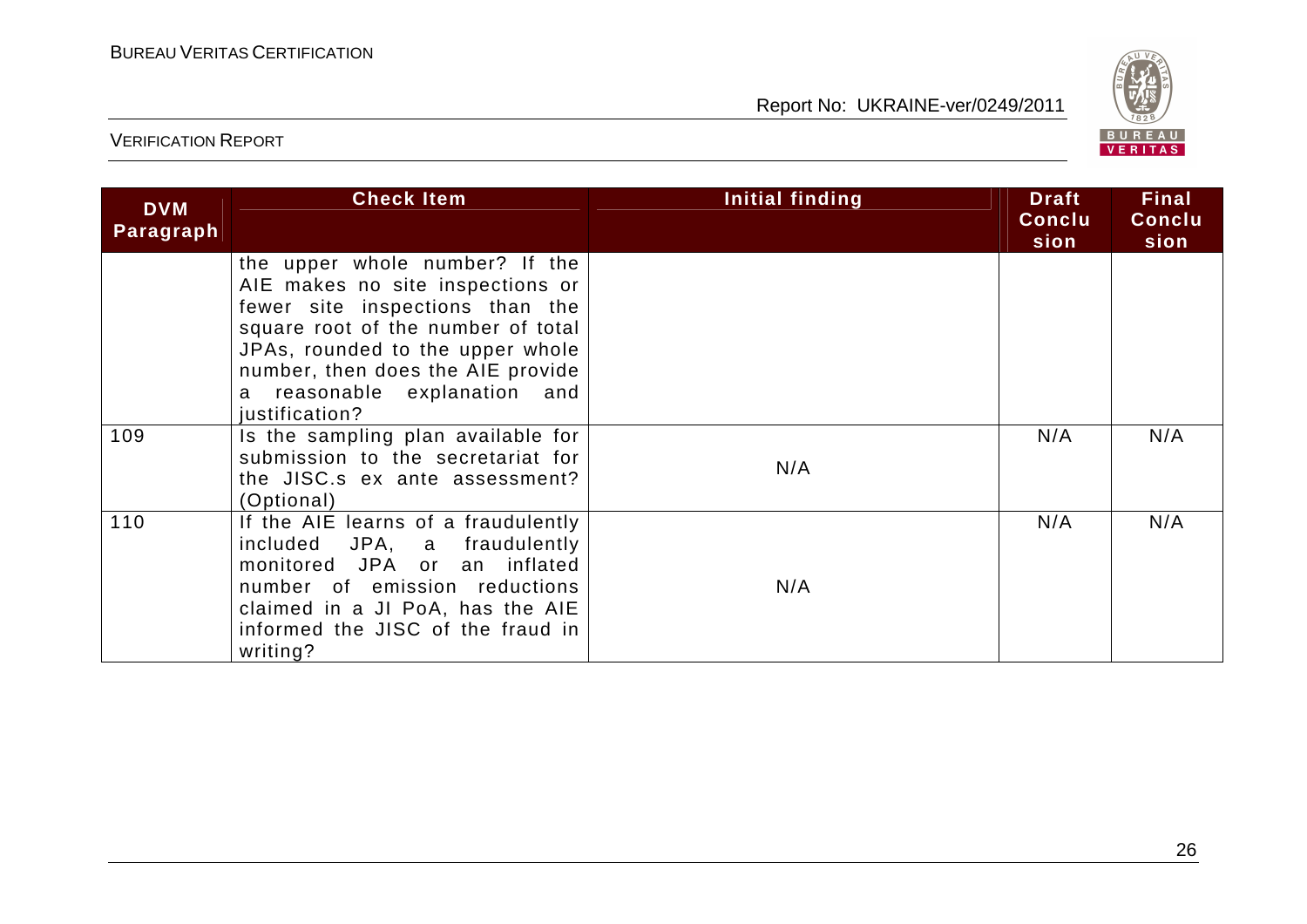| DVM Paragraph | Check Item | Initial finding | Draft Conclusion | Final Conclusion |
|---|---|---|---|---|
| | the upper whole number? If the AIE makes no site inspections or fewer site inspections than the square root of the number of total JPAs, rounded to the upper whole number, then does the AIE provide a reasonable explanation and justification? | | | |
| 109 | Is the sampling plan available for submission to the secretariat for the JISC.s ex ante assessment? (Optional) | N/A | N/A | N/A |
| 110 | If the AIE learns of a fraudulently included JPA, a fraudulently monitored JPA or an inflated number of emission reductions claimed in a JI PoA, has the AIE informed the JISC of the fraud in writing? | N/A | N/A | N/A |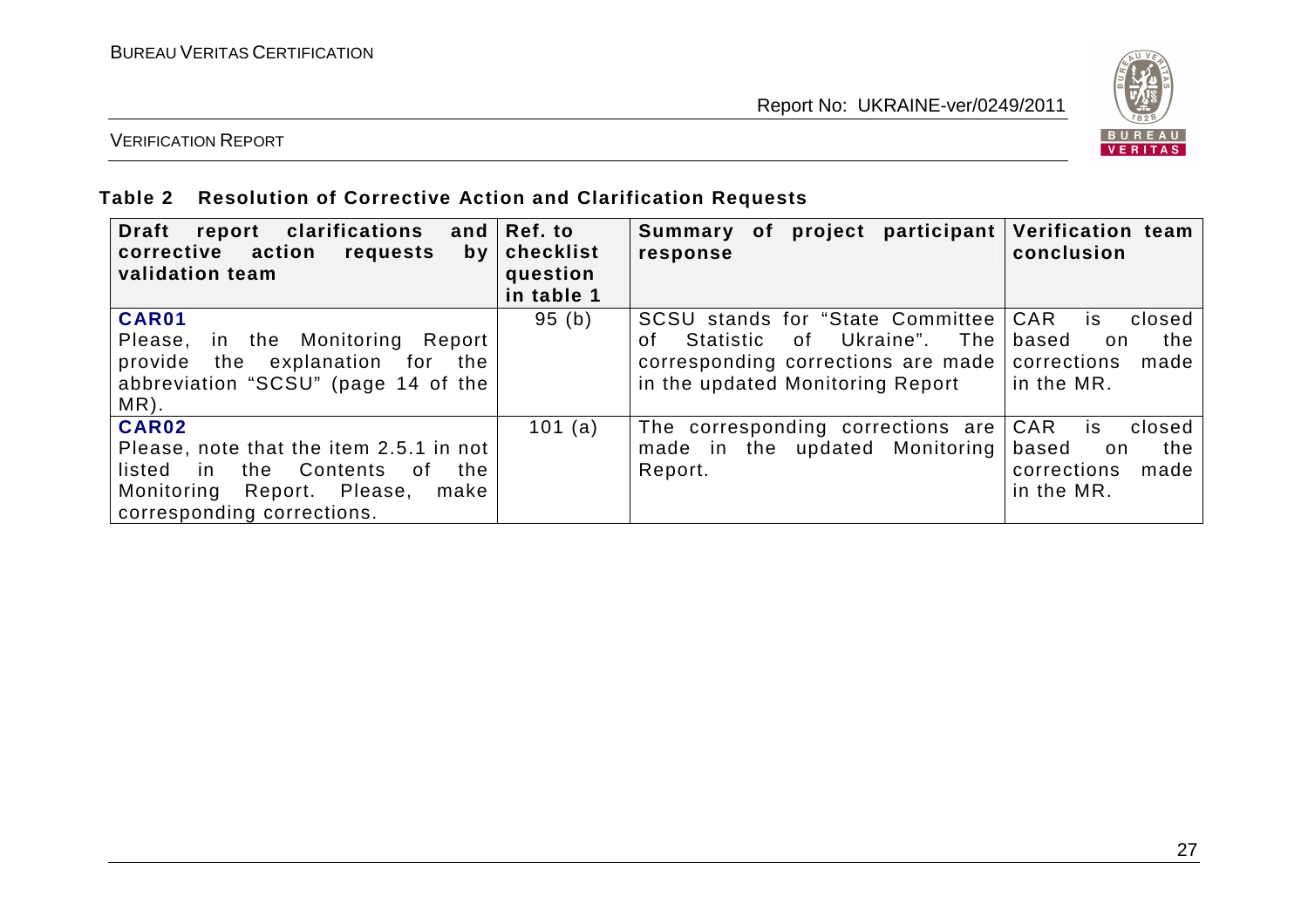**Table 2 Resolution of Corrective Action and Clarification Requests**

| Draft report clarifications and corrective action requests by validation team | Ref. to checklist question in table 1 | Summary of project participant response | Verification team conclusion |
|---|---|---|---|
| **CAR01**<br>Please, in the Monitoring Report provide the explanation for the abbreviation "SCSU" (page 14 of the MR). | 95 (b) | SCSU stands for "State Committee of Statistic of Ukraine". The corresponding corrections are made in the updated Monitoring Report | CAR is closed based on the corrections made in the MR. |
| **CAR02**<br>Please, note that the item 2.5.1 in not listed in the Contents of the Monitoring Report. Please, make corresponding corrections. | 101 (a) | The corresponding corrections are made in the updated Monitoring Report. | CAR is closed based on the corrections made in the MR. |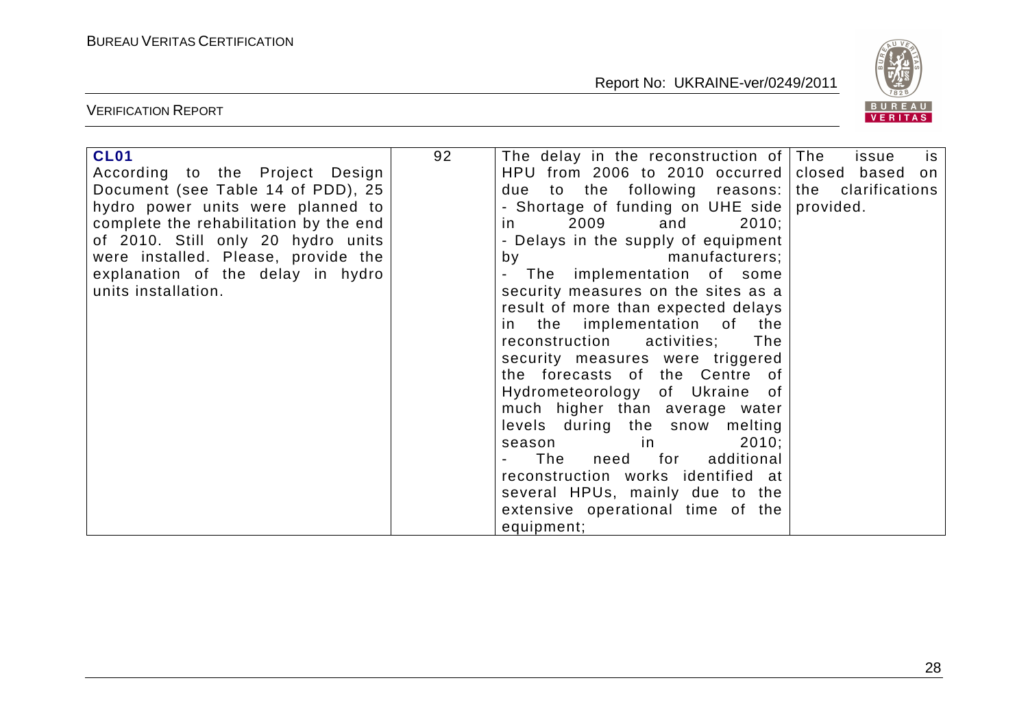| **CL01**<br>According to the Project Design Document (see Table 14 of PDD), 25 hydro power units were planned to complete the rehabilitation by the end of 2010. Still only 20 hydro units were installed. Please, provide the explanation of the delay in hydro units installation. | 92 | The delay in the reconstruction of HPU from 2006 to 2010 occurred due to the following reasons:<br>- Shortage of funding on UHE side in 2009 and 2010;<br>- Delays in the supply of equipment by manufacturers;<br>- The implementation of some security measures on the sites as a result of more than expected delays in the implementation of the reconstruction activities; The security measures were triggered the forecasts of the Centre of Hydrometeorology of Ukraine of much higher than average water levels during the snow melting season in 2010;<br>- The need for additional reconstruction works identified at several HPUs, mainly due to the extensive operational time of the equipment; | The issue is closed based on the clarifications provided. |
|---|---|---|---|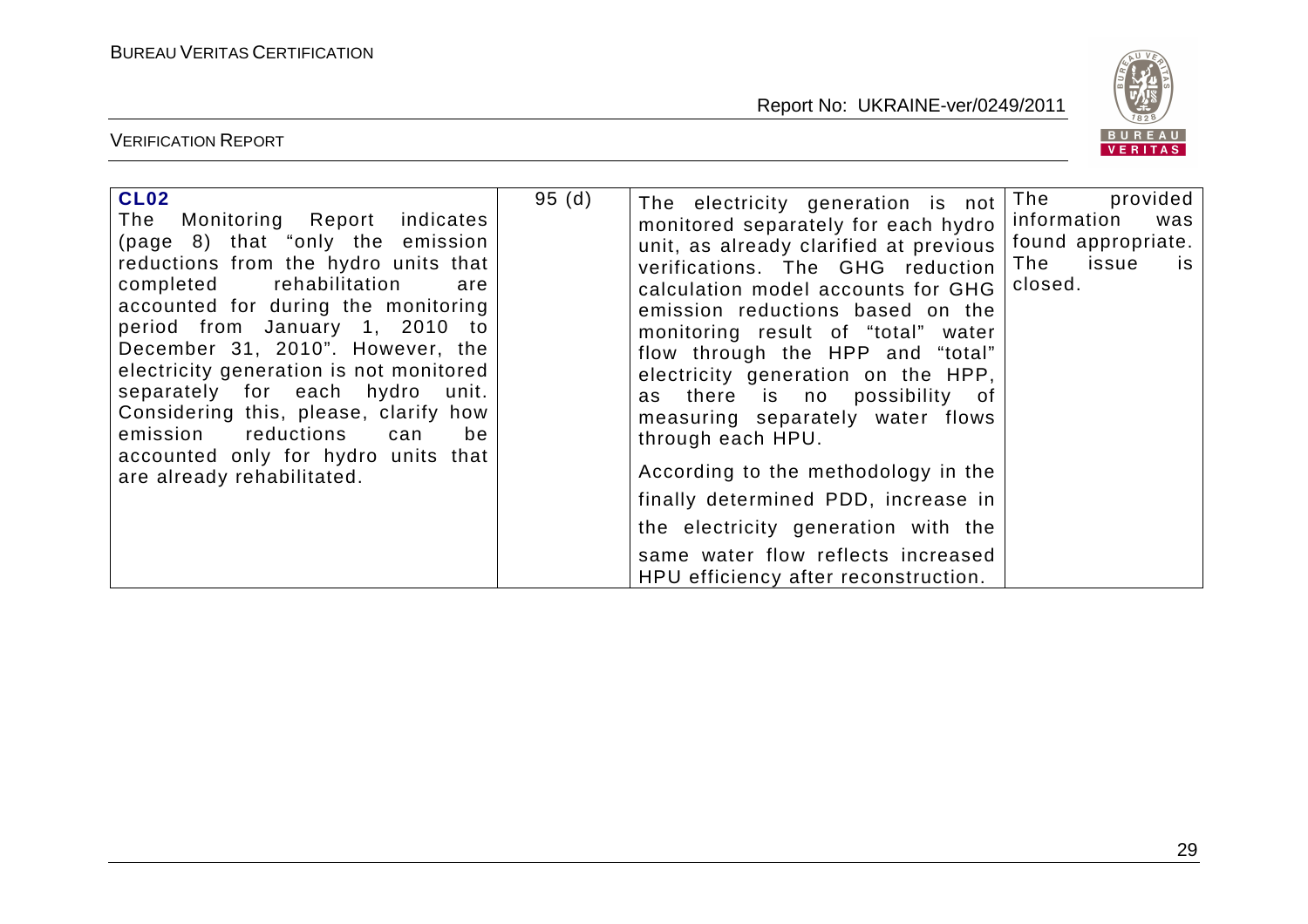| | | | |
|---|---|---|---|
| **CL02**<br>The Monitoring Report indicates (page 8) that "only the emission reductions from the hydro units that completed rehabilitation are accounted for during the monitoring period from January 1, 2010 to December 31, 2010". However, the electricity generation is not monitored separately for each hydro unit. Considering this, please, clarify how emission reductions can be accounted only for hydro units that are already rehabilitated. | 95 (d) | The electricity generation is not monitored separately for each hydro unit, as already clarified at previous verifications. The GHG reduction calculation model accounts for GHG emission reductions based on the monitoring result of "total" water flow through the HPP and "total" electricity generation on the HPP, as there is no possibility of measuring separately water flows through each HPU.<br><br>According to the methodology in the finally determined PDD, increase in the electricity generation with the same water flow reflects increased HPU efficiency after reconstruction. | The provided information was found appropriate. The issue is closed. |